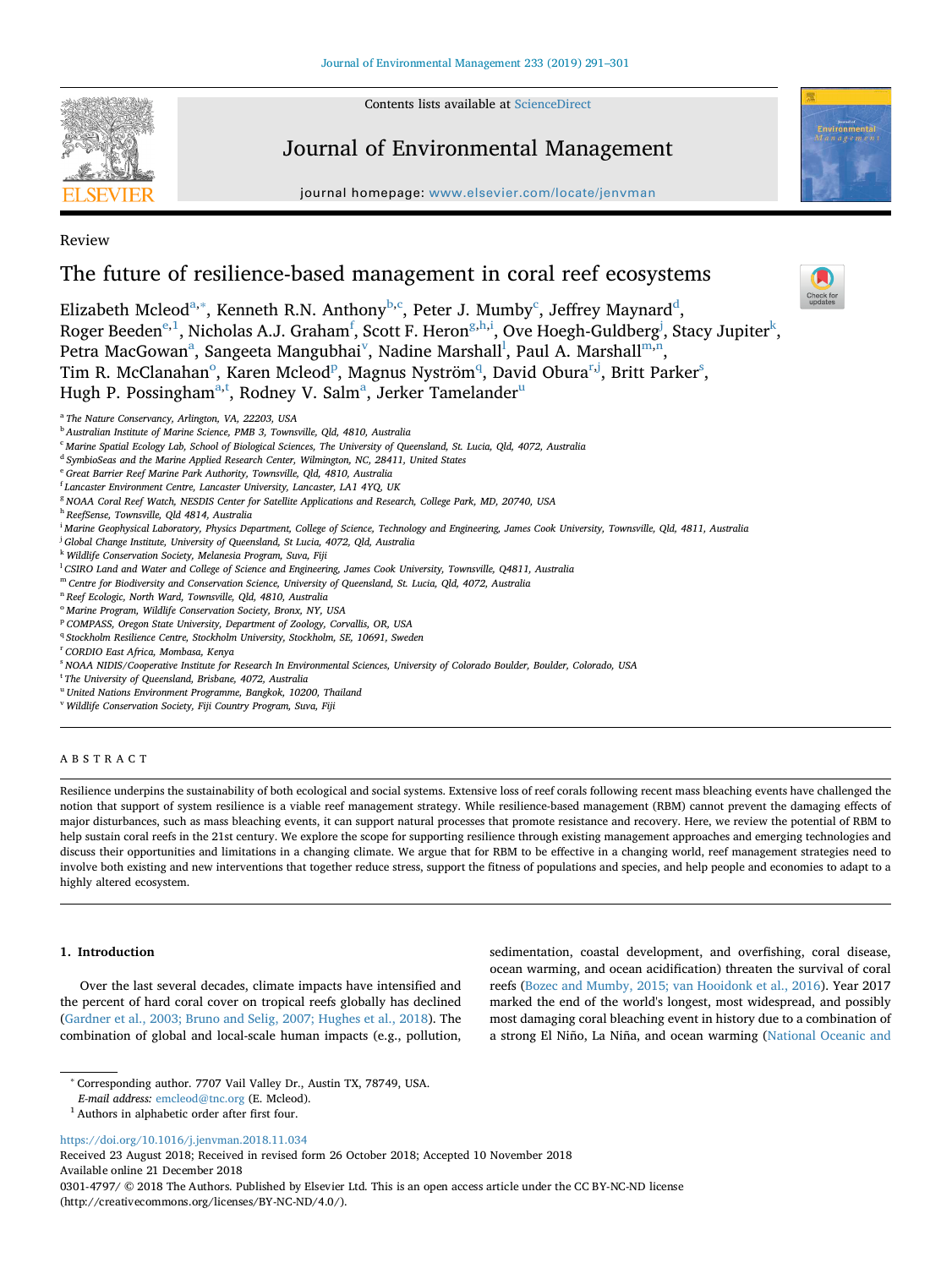Review

# The future of resilience-based management in coral reef ecosystems

Elizabeth Mcleod[a,*], Kenneth R.N. Anthony[b,c], Peter J. Mumby[c], Jeffrey Maynard[d], Roger Beeden[e,1], Nicholas A.J. Graham[f], Scott F. Heron[g,h,i], Ove Hoegh-Guldberg[j], Stacy Jupiter[k], Petra MacGowan[a], Sangeeta Mangubhai[v], Nadine Marshall[l], Paul A. Marshall[m,n], Tim R. McClanahan[o], Karen Mcleod[p], Magnus Nyström[q], David Obura[r,j], Britt Parker[s], Hugh P. Possingham[a,t], Rodney V. Salm[a], Jerker Tamelander[u]

[a] The Nature Conservancy, Arlington, VA, 22203, USA
[b] Australian Institute of Marine Science, PMB 3, Townsville, Qld, 4810, Australia
[c] Marine Spatial Ecology Lab, School of Biological Sciences, The University of Queensland, St. Lucia, Qld, 4072, Australia
[d] SymbioSeas and the Marine Applied Research Center, Wilmington, NC, 28411, United States
[e] Great Barrier Reef Marine Park Authority, Townsville, Qld, 4810, Australia
[f] Lancaster Environment Centre, Lancaster University, Lancaster, LA1 4YQ, UK
[g] NOAA Coral Reef Watch, NESDIS Center for Satellite Applications and Research, College Park, MD, 20740, USA
[h] ReefSense, Townsville, Qld 4814, Australia
[i] Marine Geophysical Laboratory, Physics Department, College of Science, Technology and Engineering, James Cook University, Townsville, Qld, 4811, Australia
[j] Global Change Institute, University of Queensland, St Lucia, 4072, Qld, Australia
[k] Wildlife Conservation Society, Melanesia Program, Suva, Fiji
[l] CSIRO Land and Water and College of Science and Engineering, James Cook University, Townsville, Q4811, Australia
[m] Centre for Biodiversity and Conservation Science, University of Queensland, St. Lucia, Qld, 4072, Australia
[n] Reef Ecologic, North Ward, Townsville, Qld, 4810, Australia
[o] Marine Program, Wildlife Conservation Society, Bronx, NY, USA
[p] COMPASS, Oregon State University, Department of Zoology, Corvallis, OR, USA
[q] Stockholm Resilience Centre, Stockholm University, Stockholm, SE, 10691, Sweden
[r] CORDIO East Africa, Mombasa, Kenya
[s] NOAA NIDIS/Cooperative Institute for Research In Environmental Sciences, University of Colorado Boulder, Boulder, Colorado, USA
[t] The University of Queensland, Brisbane, 4072, Australia
[u] United Nations Environment Programme, Bangkok, 10200, Thailand
[v] Wildlife Conservation Society, Fiji Country Program, Suva, Fiji

## ABSTRACT

Resilience underpins the sustainability of both ecological and social systems. Extensive loss of reef corals following recent mass bleaching events have challenged the notion that support of system resilience is a viable reef management strategy. While resilience-based management (RBM) cannot prevent the damaging effects of major disturbances, such as mass bleaching events, it can support natural processes that promote resistance and recovery. Here, we review the potential of RBM to help sustain coral reefs in the 21st century. We explore the scope for supporting resilience through existing management approaches and emerging technologies and discuss their opportunities and limitations in a changing climate. We argue that for RBM to be effective in a changing world, reef management strategies need to involve both existing and new interventions that together reduce stress, support the fitness of populations and species, and help people and economies to adapt to a highly altered ecosystem.

## 1. Introduction

Over the last several decades, climate impacts have intensified and the percent of hard coral cover on tropical reefs globally has declined (Gardner et al., 2003; Bruno and Selig, 2007; Hughes et al., 2018). The combination of global and local-scale human impacts (e.g., pollution, sedimentation, coastal development, and overfishing, coral disease, ocean warming, and ocean acidification) threaten the survival of coral reefs (Bozec and Mumby, 2015; van Hooidonk et al., 2016). Year 2017 marked the end of the world's longest, most widespread, and possibly most damaging coral bleaching event in history due to a combination of a strong El Niño, La Niña, and ocean warming (National Oceanic and

* Corresponding author. 7707 Vail Valley Dr., Austin TX, 78749, USA.
*E-mail address:* emcleod@tnc.org (E. Mcleod).
1 Authors in alphabetic order after first four.

https://doi.org/10.1016/j.jenvman.2018.11.034
Received 23 August 2018; Received in revised form 26 October 2018; Accepted 10 November 2018
Available online 21 December 2018
0301-4797/ © 2018 The Authors. Published by Elsevier Ltd. This is an open access article under the CC BY-NC-ND license (http://creativecommons.org/licenses/BY-NC-ND/4.0/).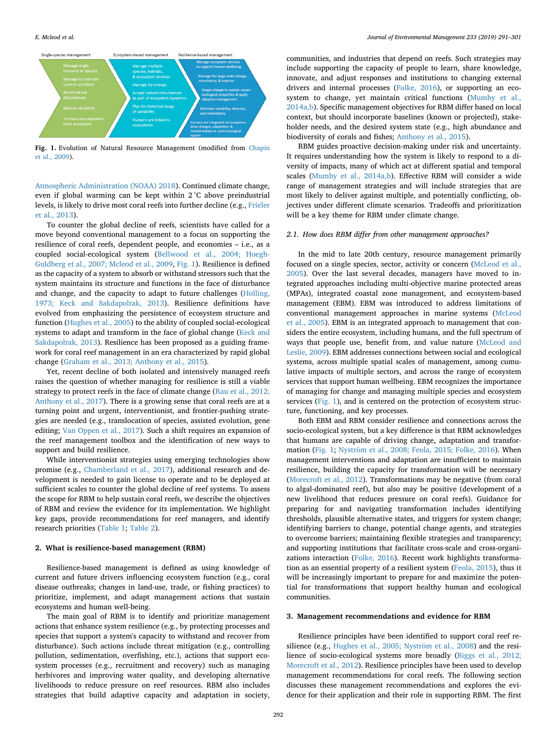Single-species management | Ecosystem-based management | Resilience-based management

| Single-species management | Ecosystem-based management | Resilience-based management |
|---|---|---|
| Manage single resource or species | Manage multiple species, habitats, & ecosystem services | Manage ecosystem services to support human wellbeing |
| Manage to maintain current condition | Manage for change | Manage for large-scale change, uncertainty, & surprise |
| Avoid natural disturbances | Accept natural disturbances as part of ecosystem dynamics | Shape change to sustain social-ecological properties & apply adaptive management |
| Reduce variability | Plan for historical range of variability | Maintain variability, diversity, and redundancy |
| Humans are separated from ecosystem | Humans are linked to ecosystems | Humans are integrated w/ ecosystems; drive changes, adaptation, & transformation in socio-ecological system |

**Fig. 1.** Evolution of Natural Resource Management (modified from Chapin et al., 2009).

Atmospheric Administration (NOAA) 2018). Continued climate change, even if global warming can be kept within 2 °C above preindustrial levels, is likely to drive most coral reefs into further decline (e.g., Frieler et al., 2013).

To counter the global decline of reefs, scientists have called for a move beyond conventional management to a focus on supporting the resilience of coral reefs, dependent people, and economies – i.e., as a coupled social-ecological system (Bellwood et al., 2004; Hoegh-Guldberg et al., 2007; Mcleod et al., 2009, Fig. 1). Resilience is defined as the capacity of a system to absorb or withstand stressors such that the system maintains its structure and functions in the face of disturbance and change, and the capacity to adapt to future challenges (Holling, 1973; Keck and Sakdapolrak, 2013). Resilience definitions have evolved from emphasizing the persistence of ecosystem structure and function (Hughes et al., 2005) to the ability of coupled social-ecological systems to adapt and transform in the face of global change (Keck and Sakdapolrak, 2013). Resilience has been proposed as a guiding framework for coral reef management in an era characterized by rapid global change (Graham et al., 2013; Anthony et al., 2015).

Yet, recent decline of both isolated and intensively managed reefs raises the question of whether managing for resilience is still a viable strategy to protect reefs in the face of climate change (Rau et al., 2012; Anthony et al., 2017). There is a growing sense that coral reefs are at a turning point and urgent, interventionist, and frontier-pushing strategies are needed (e.g., translocation of species, assisted evolution, gene editing; Van Oppen et al., 2017). Such a shift requires an expansion of the reef management toolbox and the identification of new ways to support and build resilience.

While interventionist strategies using emerging technologies show promise (e.g., Chamberland et al., 2017), additional research and development is needed to gain license to operate and to be deployed at sufficient scales to counter the global decline of reef systems. To assess the scope for RBM to help sustain coral reefs, we describe the objectives of RBM and review the evidence for its implementation. We highlight key gaps, provide recommendations for reef managers, and identify research priorities (Table 1; Table 2).

## 2. What is resilience-based management (RBM)

Resilience-based management is defined as using knowledge of current and future drivers influencing ecosystem function (e.g., coral disease outbreaks; changes in land-use, trade, or fishing practices) to prioritize, implement, and adapt management actions that sustain ecosystems and human well-being.

The main goal of RBM is to identify and prioritize management actions that enhance system resilience (e.g., by protecting processes and species that support a system's capacity to withstand and recover from disturbance). Such actions include threat mitigation (e.g., controlling pollution, sedimentation, overfishing, etc.), actions that support ecosystem processes (e.g., recruitment and recovery) such as managing herbivores and improving water quality, and developing alternative livelihoods to reduce pressure on reef resources. RBM also includes strategies that build adaptive capacity and adaptation in society, communities, and industries that depend on reefs. Such strategies may include supporting the capacity of people to learn, share knowledge, innovate, and adjust responses and institutions to changing external drivers and internal processes (Folke, 2016), or supporting an ecosystem to change, yet maintain critical functions (Mumby et al., 2014a,b). Specific management objectives for RBM differ based on local context, but should incorporate baselines (known or projected), stakeholder needs, and the desired system state (e.g., high abundance and biodiversity of corals and fishes; Anthony et al., 2015).

RBM guides proactive decision-making under risk and uncertainty. It requires understanding how the system is likely to respond to a diversity of impacts, many of which act at different spatial and temporal scales (Mumby et al., 2014a,b). Effective RBM will consider a wide range of management strategies and will include strategies that are most likely to deliver against multiple, and potentially conflicting, objectives under different climate scenarios. Tradeoffs and prioritization will be a key theme for RBM under climate change.

### 2.1. How does RBM differ from other management approaches?

In the mid to late 20th century, resource management primarily focused on a single species, sector, activity or concern (McLeod et al., 2005). Over the last several decades, managers have moved to integrated approaches including multi-objective marine protected areas (MPAs), integrated coastal zone management, and ecosystem-based management (EBM). EBM was introduced to address limitations of conventional management approaches in marine systems (McLeod et al., 2005). EBM is an integrated approach to management that considers the entire ecosystem, including humans, and the full spectrum of ways that people use, benefit from, and value nature (McLeod and Leslie, 2009). EBM addresses connections between social and ecological systems, across multiple spatial scales of management, among cumulative impacts of multiple sectors, and across the range of ecosystem services that support human wellbeing. EBM recognizes the importance of managing for change and managing multiple species and ecosystem services (Fig. 1), and is centered on the protection of ecosystem structure, functioning, and key processes.

Both EBM and RBM consider resilience and connections across the socio-ecological system, but a key difference is that RBM acknowledges that humans are capable of driving change, adaptation and transformation (Fig. 1; Nyström et al., 2008; Feola, 2015; Folke, 2016). When management interventions and adaptation are insufficient to maintain resilience, building the capacity for transformation will be necessary (Morecroft et al., 2012). Transformations may be negative (from coral to algal-dominated reef), but also may be positive (development of a new livelihood that reduces pressure on coral reefs). Guidance for preparing for and navigating transformation includes identifying thresholds, plausible alternative states, and triggers for system change; identifying barriers to change, potential change agents, and strategies to overcome barriers; maintaining flexible strategies and transparency; and supporting institutions that facilitate cross-scale and cross-organizations interaction (Folke, 2016). Recent work highlights transformation as an essential property of a resilient system (Feola, 2015), thus it will be increasingly important to prepare for and maximize the potential for transformations that support healthy human and ecological communities.

## 3. Management recommendations and evidence for RBM

Resilience principles have been identified to support coral reef resilience (e.g., Hughes et al., 2005; Nyström et al., 2008) and the resilience of socio-ecological systems more broadly (Biggs et al., 2012; Morecroft et al., 2012). Resilience principles have been used to develop management recommendations for coral reefs. The following section discusses these management recommendations and explores the evidence for their application and their role in supporting RBM. The first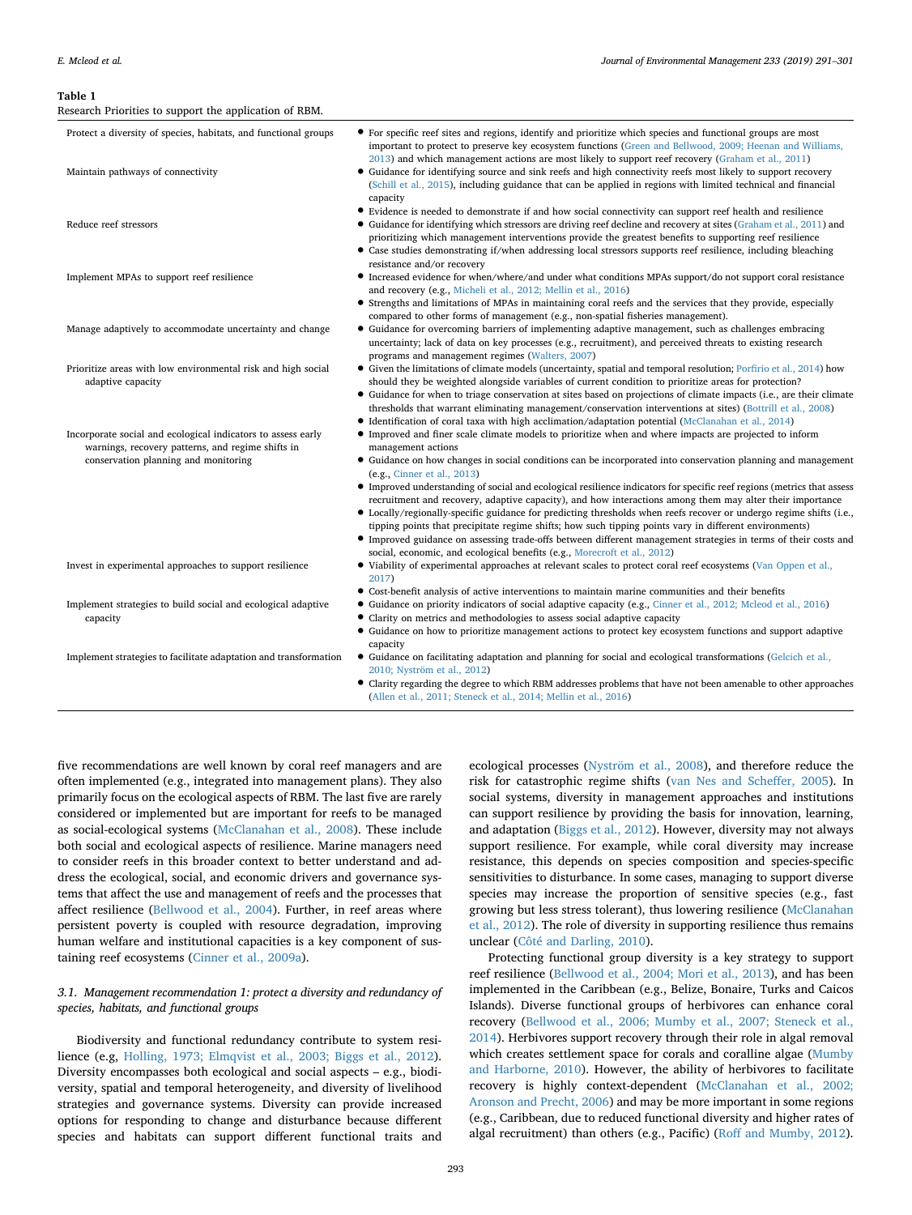**Table 1**
Research Priorities to support the application of RBM.

| | |
|---|---|
| Protect a diversity of species, habitats, and functional groups | • For specific reef sites and regions, identify and prioritize which species and functional groups are most important to protect to preserve key ecosystem functions (Green and Bellwood, 2009; Heenan and Williams, 2013) and which management actions are most likely to support reef recovery (Graham et al., 2011) |
| Maintain pathways of connectivity | • Guidance for identifying source and sink reefs and high connectivity reefs most likely to support recovery (Schill et al., 2015), including guidance that can be applied in regions with limited technical and financial capacity<br>• Evidence is needed to demonstrate if and how social connectivity can support reef health and resilience |
| Reduce reef stressors | • Guidance for identifying which stressors are driving reef decline and recovery at sites (Graham et al., 2011) and prioritizing which management interventions provide the greatest benefits to supporting reef resilience<br>• Case studies demonstrating if/when addressing local stressors supports reef resilience, including bleaching resistance and/or recovery |
| Implement MPAs to support reef resilience | • Increased evidence for when/where/and under what conditions MPAs support/do not support coral resistance and recovery (e.g., Micheli et al., 2012; Mellin et al., 2016)<br>• Strengths and limitations of MPAs in maintaining coral reefs and the services that they provide, especially compared to other forms of management (e.g., non-spatial fisheries management). |
| Manage adaptively to accommodate uncertainty and change | • Guidance for overcoming barriers of implementing adaptive management, such as challenges embracing uncertainty; lack of data on key processes (e.g., recruitment), and perceived threats to existing research programs and management regimes (Walters, 2007) |
| Prioritize areas with low environmental risk and high social adaptive capacity | • Given the limitations of climate models (uncertainty, spatial and temporal resolution; Porfirio et al., 2014) how should they be weighted alongside variables of current condition to prioritize areas for protection?<br>• Guidance for when to triage conservation at sites based on projections of climate impacts (i.e., are their climate thresholds that warrant eliminating management/conservation interventions at sites) (Bottrill et al., 2008)<br>• Identification of coral taxa with high acclimation/adaptation potential (McClanahan et al., 2014) |
| Incorporate social and ecological indicators to assess early warnings, recovery patterns, and regime shifts in conservation planning and monitoring | • Improved and finer scale climate models to prioritize when and where impacts are projected to inform management actions<br>• Guidance on how changes in social conditions can be incorporated into conservation planning and management (e.g., Cinner et al., 2013)<br>• Improved understanding of social and ecological resilience indicators for specific reef regions (metrics that assess recruitment and recovery, adaptive capacity), and how interactions among them may alter their importance<br>• Locally/regionally-specific guidance for predicting thresholds when reefs recover or undergo regime shifts (i.e., tipping points that precipitate regime shifts; how such tipping points vary in different environments)<br>• Improved guidance on assessing trade-offs between different management strategies in terms of their costs and social, economic, and ecological benefits (e.g., Morecroft et al., 2012) |
| Invest in experimental approaches to support resilience | • Viability of experimental approaches at relevant scales to protect coral reef ecosystems (Van Oppen et al., 2017)<br>• Cost-benefit analysis of active interventions to maintain marine communities and their benefits |
| Implement strategies to build social and ecological adaptive capacity | • Guidance on priority indicators of social adaptive capacity (e.g., Cinner et al., 2012; Mcleod et al., 2016)<br>• Clarity on metrics and methodologies to assess social adaptive capacity<br>• Guidance on how to prioritize management actions to protect key ecosystem functions and support adaptive capacity |
| Implement strategies to facilitate adaptation and transformation | • Guidance on facilitating adaptation and planning for social and ecological transformations (Gelcich et al., 2010; Nyström et al., 2012)<br>• Clarity regarding the degree to which RBM addresses problems that have not been amenable to other approaches (Allen et al., 2011; Steneck et al., 2014; Mellin et al., 2016) |

five recommendations are well known by coral reef managers and are often implemented (e.g., integrated into management plans). They also primarily focus on the ecological aspects of RBM. The last five are rarely considered or implemented but are important for reefs to be managed as social-ecological systems (McClanahan et al., 2008). These include both social and ecological aspects of resilience. Marine managers need to consider reefs in this broader context to better understand and address the ecological, social, and economic drivers and governance systems that affect the use and management of reefs and the processes that affect resilience (Bellwood et al., 2004). Further, in reef areas where persistent poverty is coupled with resource degradation, improving human welfare and institutional capacities is a key component of sustaining reef ecosystems (Cinner et al., 2009a).

### 3.1. Management recommendation 1: protect a diversity and redundancy of species, habitats, and functional groups

Biodiversity and functional redundancy contribute to system resilience (e.g, Holling, 1973; Elmqvist et al., 2003; Biggs et al., 2012). Diversity encompasses both ecological and social aspects – e.g., biodiversity, spatial and temporal heterogeneity, and diversity of livelihood strategies and governance systems. Diversity can provide increased options for responding to change and disturbance because different species and habitats can support different functional traits and ecological processes (Nyström et al., 2008), and therefore reduce the risk for catastrophic regime shifts (van Nes and Scheffer, 2005). In social systems, diversity in management approaches and institutions can support resilience by providing the basis for innovation, learning, and adaptation (Biggs et al., 2012). However, diversity may not always support resilience. For example, while coral diversity may increase resistance, this depends on species composition and species-specific sensitivities to disturbance. In some cases, managing to support diverse species may increase the proportion of sensitive species (e.g., fast growing but less stress tolerant), thus lowering resilience (McClanahan et al., 2012). The role of diversity in supporting resilience thus remains unclear (Côté and Darling, 2010).

Protecting functional group diversity is a key strategy to support reef resilience (Bellwood et al., 2004; Mori et al., 2013), and has been implemented in the Caribbean (e.g., Belize, Bonaire, Turks and Caicos Islands). Diverse functional groups of herbivores can enhance coral recovery (Bellwood et al., 2006; Mumby et al., 2007; Steneck et al., 2014). Herbivores support recovery through their role in algal removal which creates settlement space for corals and coralline algae (Mumby and Harborne, 2010). However, the ability of herbivores to facilitate recovery is highly context-dependent (McClanahan et al., 2002; Aronson and Precht, 2006) and may be more important in some regions (e.g., Caribbean, due to reduced functional diversity and higher rates of algal recruitment) than others (e.g., Pacific) (Roff and Mumby, 2012).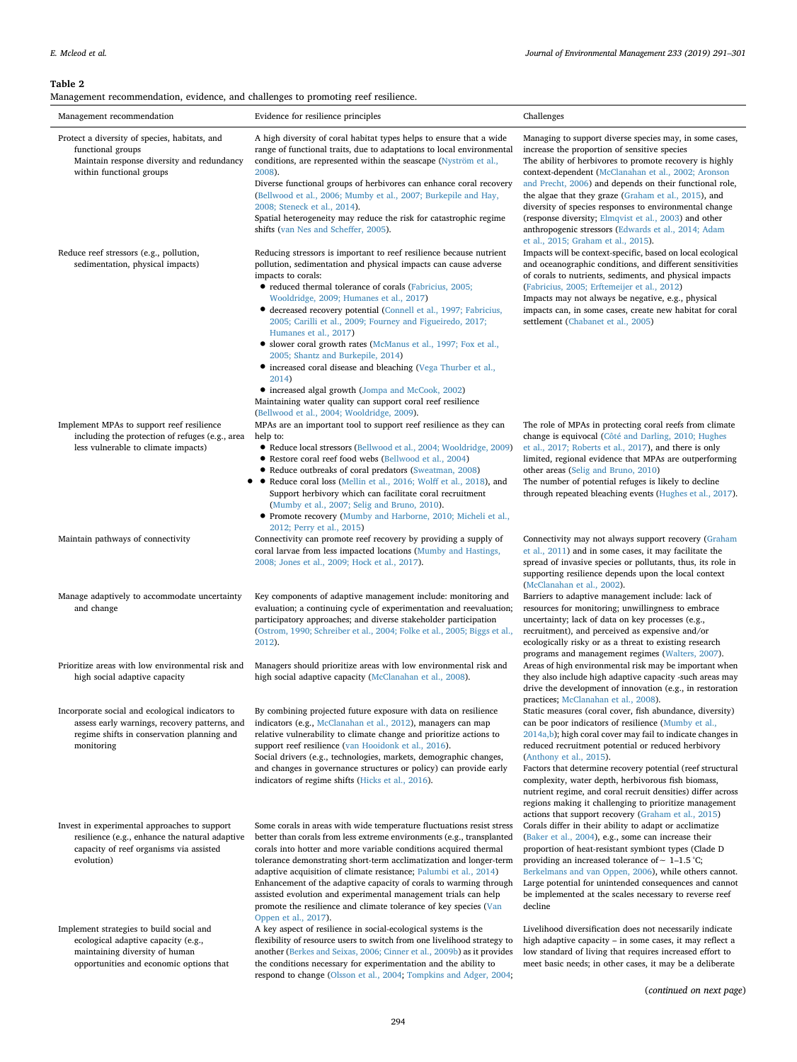**Table 2**

Management recommendation, evidence, and challenges to promoting reef resilience.

| Management recommendation | Evidence for resilience principles | Challenges |
|---|---|---|
| Protect a diversity of species, habitats, and functional groups<br>Maintain response diversity and redundancy within functional groups | A high diversity of coral habitat types helps to ensure that a wide range of functional traits, due to adaptations to local environmental conditions, are represented within the seascape (Nyström et al., 2008).<br>Diverse functional groups of herbivores can enhance coral recovery (Bellwood et al., 2006; Mumby et al., 2007; Burkepile and Hay, 2008; Steneck et al., 2014).<br>Spatial heterogeneity may reduce the risk for catastrophic regime shifts (van Nes and Scheffer, 2005). | Managing to support diverse species may, in some cases, increase the proportion of sensitive species<br>The ability of herbivores to promote recovery is highly context-dependent (McClanahan et al., 2002; Aronson and Precht, 2006) and depends on their functional role, the algae that they graze (Graham et al., 2015), and diversity of species responses to environmental change (response diversity; Elmqvist et al., 2003) and other anthropogenic stressors (Edwards et al., 2014; Adam et al., 2015; Graham et al., 2015). |
| Reduce reef stressors (e.g., pollution, sedimentation, physical impacts) | Reducing stressors is important to reef resilience because nutrient pollution, sedimentation and physical impacts can cause adverse impacts to corals:<br>• reduced thermal tolerance of corals (Fabricius, 2005; Wooldridge, 2009; Humanes et al., 2017)<br>• decreased recovery potential (Connell et al., 1997; Fabricius, 2005; Carilli et al., 2009; Fourney and Figueiredo, 2017; Humanes et al., 2017)<br>• slower coral growth rates (McManus et al., 1997; Fox et al., 2005; Shantz and Burkepile, 2014)<br>• increased coral disease and bleaching (Vega Thurber et al., 2014)<br>• increased algal growth (Jompa and McCook, 2002)<br>Maintaining water quality can support coral reef resilience (Bellwood et al., 2004; Wooldridge, 2009). | Impacts will be context-specific, based on local ecological and oceanographic conditions, and different sensitivities of corals to nutrients, sediments, and physical impacts (Fabricius, 2005; Erftemeijer et al., 2012)<br>Impacts may not always be negative, e.g., physical impacts can, in some cases, create new habitat for coral settlement (Chabanet et al., 2005) |
| Implement MPAs to support reef resilience including the protection of refuges (e.g., area less vulnerable to climate impacts) | MPAs are an important tool to support reef resilience as they can help to:<br>• Reduce local stressors (Bellwood et al., 2004; Wooldridge, 2009)<br>• Restore coral reef food webs (Bellwood et al., 2004)<br>• Reduce outbreaks of coral predators (Sweatman, 2008)<br>• Reduce coral loss (Mellin et al., 2016; Wolff et al., 2018), and Support herbivory which can facilitate coral recruitment (Mumby et al., 2007; Selig and Bruno, 2010).<br>• Promote recovery (Mumby and Harborne, 2010; Micheli et al., 2012; Perry et al., 2015) | The role of MPAs in protecting coral reefs from climate change is equivocal (Côté and Darling, 2010; Hughes et al., 2017; Roberts et al., 2017), and there is only limited, regional evidence that MPAs are outperforming other areas (Selig and Bruno, 2010)<br>The number of potential refuges is likely to decline through repeated bleaching events (Hughes et al., 2017). |
| Maintain pathways of connectivity | Connectivity can promote reef recovery by providing a supply of coral larvae from less impacted locations (Mumby and Hastings, 2008; Jones et al., 2009; Hock et al., 2017). | Connectivity may not always support recovery (Graham et al., 2011) and in some cases, it may facilitate the spread of invasive species or pollutants, thus, its role in supporting resilience depends upon the local context (McClanahan et al., 2002). |
| Manage adaptively to accommodate uncertainty and change | Key components of adaptive management include: monitoring and evaluation; a continuing cycle of experimentation and reevaluation; participatory approaches; and diverse stakeholder participation (Ostrom, 1990; Schreiber et al., 2004; Folke et al., 2005; Biggs et al., 2012). | Barriers to adaptive management include: lack of resources for monitoring; unwillingness to embrace uncertainty; lack of data on key processes (e.g., recruitment), and perceived as expensive and/or ecologically risky or as a threat to existing research programs and management regimes (Walters, 2007). |
| Prioritize areas with low environmental risk and high social adaptive capacity | Managers should prioritize areas with low environmental risk and high social adaptive capacity (McClanahan et al., 2008). | Areas of high environmental risk may be important when they also include high adaptive capacity -such areas may drive the development of innovation (e.g., in restoration practices; McClanahan et al., 2008). |
| Incorporate social and ecological indicators to assess early warnings, recovery patterns, and regime shifts in conservation planning and monitoring | By combining projected future exposure with data on resilience indicators (e.g., McClanahan et al., 2012), managers can map relative vulnerability to climate change and prioritize actions to support reef resilience (van Hooidonk et al., 2016).<br>Social drivers (e.g., technologies, markets, demographic changes, and changes in governance structures or policy) can provide early indicators of regime shifts (Hicks et al., 2016). | Static measures (coral cover, fish abundance, diversity) can be poor indicators of resilience (Mumby et al., 2014a,b); high coral cover may fail to indicate changes in reduced recruitment potential or reduced herbivory (Anthony et al., 2015).<br>Factors that determine recovery potential (reef structural complexity, water depth, herbivorous fish biomass, nutrient regime, and coral recruit densities) differ across regions making it challenging to prioritize management actions that support recovery (Graham et al., 2015) |
| Invest in experimental approaches to support resilience (e.g., enhance the natural adaptive capacity of reef organisms via assisted evolution) | Some corals in areas with wide temperature fluctuations resist stress better than corals from less extreme environments (e.g., transplanted corals into hotter and more variable conditions acquired thermal tolerance demonstrating short-term acclimatization and longer-term adaptive acquisition of climate resistance; Palumbi et al., 2014)<br>Enhancement of the adaptive capacity of corals to warming through assisted evolution and experimental management trials can help promote the resilience and climate tolerance of key species (Van Oppen et al., 2017). | Corals differ in their ability to adapt or acclimatize (Baker et al., 2004), e.g., some can increase their proportion of heat-resistant symbiont types (Clade D providing an increased tolerance of ~ 1–1.5 °C; Berkelmans and van Oppen, 2006), while others cannot.<br>Large potential for unintended consequences and cannot be implemented at the scales necessary to reverse reef decline |
| Implement strategies to build social and ecological adaptive capacity (e.g., maintaining diversity of human opportunities and economic options that | A key aspect of resilience in social-ecological systems is the flexibility of resource users to switch from one livelihood strategy to another (Berkes and Seixas, 2006; Cinner et al., 2009b) as it provides the conditions necessary for experimentation and the ability to respond to change (Olsson et al., 2004; Tompkins and Adger, 2004; | Livelihood diversification does not necessarily indicate high adaptive capacity – in some cases, it may reflect a low standard of living that requires increased effort to meet basic needs; in other cases, it may be a deliberate |

(*continued on next page*)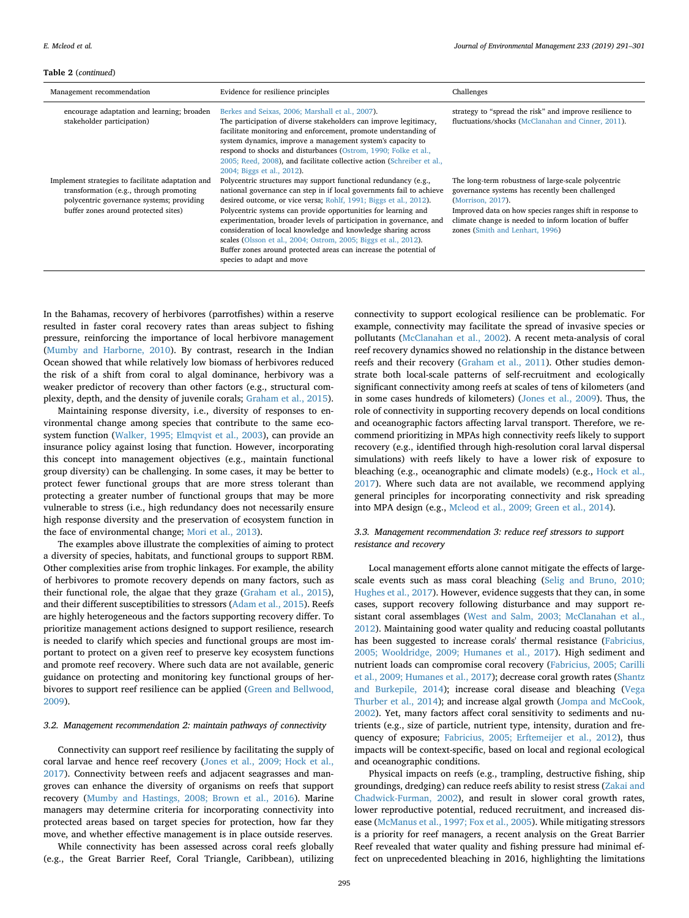**Table 2** (*continued*)

| Management recommendation | Evidence for resilience principles | Challenges |
|---|---|---|
| encourage adaptation and learning; broaden stakeholder participation) | Berkes and Seixas, 2006; Marshall et al., 2007). The participation of diverse stakeholders can improve legitimacy, facilitate monitoring and enforcement, promote understanding of system dynamics, improve a management system's capacity to respond to shocks and disturbances (Ostrom, 1990; Folke et al., 2005; Reed, 2008), and facilitate collective action (Schreiber et al., 2004; Biggs et al., 2012). | strategy to "spread the risk" and improve resilience to fluctuations/shocks (McClanahan and Cinner, 2011). |
| Implement strategies to facilitate adaptation and transformation (e.g., through promoting polycentric governance systems; providing buffer zones around protected sites) | Polycentric structures may support functional redundancy (e.g., national governance can step in if local governments fail to achieve desired outcome, or vice versa; Rohlf, 1991; Biggs et al., 2012). Polycentric systems can provide opportunities for learning and experimentation, broader levels of participation in governance, and consideration of local knowledge and knowledge sharing across scales (Olsson et al., 2004; Ostrom, 2005; Biggs et al., 2012). Buffer zones around protected areas can increase the potential of species to adapt and move | The long-term robustness of large-scale polycentric governance systems has recently been challenged (Morrison, 2017). Improved data on how species ranges shift in response to climate change is needed to inform location of buffer zones (Smith and Lenhart, 1996) |

In the Bahamas, recovery of herbivores (parrotfishes) within a reserve resulted in faster coral recovery rates than areas subject to fishing pressure, reinforcing the importance of local herbivore management (Mumby and Harborne, 2010). By contrast, research in the Indian Ocean showed that while relatively low biomass of herbivores reduced the risk of a shift from coral to algal dominance, herbivory was a weaker predictor of recovery than other factors (e.g., structural complexity, depth, and the density of juvenile corals; Graham et al., 2015).

Maintaining response diversity, i.e., diversity of responses to environmental change among species that contribute to the same ecosystem function (Walker, 1995; Elmqvist et al., 2003), can provide an insurance policy against losing that function. However, incorporating this concept into management objectives (e.g., maintain functional group diversity) can be challenging. In some cases, it may be better to protect fewer functional groups that are more stress tolerant than protecting a greater number of functional groups that may be more vulnerable to stress (i.e., high redundancy does not necessarily ensure high response diversity and the preservation of ecosystem function in the face of environmental change; Mori et al., 2013).

The examples above illustrate the complexities of aiming to protect a diversity of species, habitats, and functional groups to support RBM. Other complexities arise from trophic linkages. For example, the ability of herbivores to promote recovery depends on many factors, such as their functional role, the algae that they graze (Graham et al., 2015), and their different susceptibilities to stressors (Adam et al., 2015). Reefs are highly heterogeneous and the factors supporting recovery differ. To prioritize management actions designed to support resilience, research is needed to clarify which species and functional groups are most important to protect on a given reef to preserve key ecosystem functions and promote reef recovery. Where such data are not available, generic guidance on protecting and monitoring key functional groups of herbivores to support reef resilience can be applied (Green and Bellwood, 2009).

### 3.2. Management recommendation 2: maintain pathways of connectivity

Connectivity can support reef resilience by facilitating the supply of coral larvae and hence reef recovery (Jones et al., 2009; Hock et al., 2017). Connectivity between reefs and adjacent seagrasses and mangroves can enhance the diversity of organisms on reefs that support recovery (Mumby and Hastings, 2008; Brown et al., 2016). Marine managers may determine criteria for incorporating connectivity into protected areas based on target species for protection, how far they move, and whether effective management is in place outside reserves.

While connectivity has been assessed across coral reefs globally (e.g., the Great Barrier Reef, Coral Triangle, Caribbean), utilizing connectivity to support ecological resilience can be problematic. For example, connectivity may facilitate the spread of invasive species or pollutants (McClanahan et al., 2002). A recent meta-analysis of coral reef recovery dynamics showed no relationship in the distance between reefs and their recovery (Graham et al., 2011). Other studies demonstrate both local-scale patterns of self-recruitment and ecologically significant connectivity among reefs at scales of tens of kilometers (and in some cases hundreds of kilometers) (Jones et al., 2009). Thus, the role of connectivity in supporting recovery depends on local conditions and oceanographic factors affecting larval transport. Therefore, we recommend prioritizing in MPAs high connectivity reefs likely to support recovery (e.g., identified through high-resolution coral larval dispersal simulations) with reefs likely to have a lower risk of exposure to bleaching (e.g., oceanographic and climate models) (e.g., Hock et al., 2017). Where such data are not available, we recommend applying general principles for incorporating connectivity and risk spreading into MPA design (e.g., Mcleod et al., 2009; Green et al., 2014).

### 3.3. Management recommendation 3: reduce reef stressors to support resistance and recovery

Local management efforts alone cannot mitigate the effects of large-scale events such as mass coral bleaching (Selig and Bruno, 2010; Hughes et al., 2017). However, evidence suggests that they can, in some cases, support recovery following disturbance and may support resistant coral assemblages (West and Salm, 2003; McClanahan et al., 2012). Maintaining good water quality and reducing coastal pollutants has been suggested to increase corals' thermal resistance (Fabricius, 2005; Wooldridge, 2009; Humanes et al., 2017). High sediment and nutrient loads can compromise coral recovery (Fabricius, 2005; Carilli et al., 2009; Humanes et al., 2017); decrease coral growth rates (Shantz and Burkepile, 2014); increase coral disease and bleaching (Vega Thurber et al., 2014); and increase algal growth (Jompa and McCook, 2002). Yet, many factors affect coral sensitivity to sediments and nutrients (e.g., size of particle, nutrient type, intensity, duration and frequency of exposure; Fabricius, 2005; Erftemeijer et al., 2012), thus impacts will be context-specific, based on local and regional ecological and oceanographic conditions.

Physical impacts on reefs (e.g., trampling, destructive fishing, ship groundings, dredging) can reduce reefs ability to resist stress (Zakai and Chadwick-Furman, 2002), and result in slower coral growth rates, lower reproductive potential, reduced recruitment, and increased disease (McManus et al., 1997; Fox et al., 2005). While mitigating stressors is a priority for reef managers, a recent analysis on the Great Barrier Reef revealed that water quality and fishing pressure had minimal effect on unprecedented bleaching in 2016, highlighting the limitations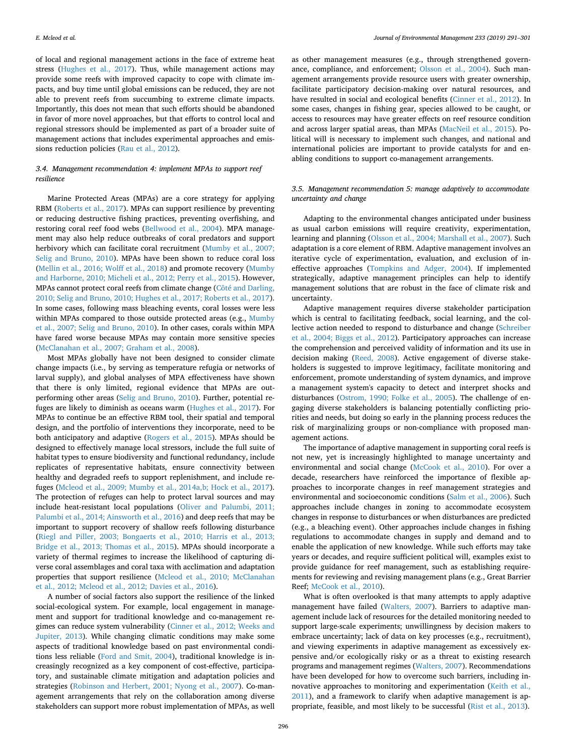of local and regional management actions in the face of extreme heat stress (Hughes et al., 2017). Thus, while management actions may provide some reefs with improved capacity to cope with climate impacts, and buy time until global emissions can be reduced, they are not able to prevent reefs from succumbing to extreme climate impacts. Importantly, this does not mean that such efforts should be abandoned in favor of more novel approaches, but that efforts to control local and regional stressors should be implemented as part of a broader suite of management actions that includes experimental approaches and emissions reduction policies (Rau et al., 2012).

### 3.4. Management recommendation 4: implement MPAs to support reef resilience

Marine Protected Areas (MPAs) are a core strategy for applying RBM (Roberts et al., 2017). MPAs can support resilience by preventing or reducing destructive fishing practices, preventing overfishing, and restoring coral reef food webs (Bellwood et al., 2004). MPA management may also help reduce outbreaks of coral predators and support herbivory which can facilitate coral recruitment (Mumby et al., 2007; Selig and Bruno, 2010). MPAs have been shown to reduce coral loss (Mellin et al., 2016; Wolff et al., 2018) and promote recovery (Mumby and Harborne, 2010; Micheli et al., 2012; Perry et al., 2015). However, MPAs cannot protect coral reefs from climate change (Côté and Darling, 2010; Selig and Bruno, 2010; Hughes et al., 2017; Roberts et al., 2017). In some cases, following mass bleaching events, coral losses were less within MPAs compared to those outside protected areas (e.g., Mumby et al., 2007; Selig and Bruno, 2010). In other cases, corals within MPA have fared worse because MPAs may contain more sensitive species (McClanahan et al., 2007; Graham et al., 2008).

Most MPAs globally have not been designed to consider climate change impacts (i.e., by serving as temperature refugia or networks of larval supply), and global analyses of MPA effectiveness have shown that there is only limited, regional evidence that MPAs are outperforming other areas (Selig and Bruno, 2010). Further, potential refuges are likely to diminish as oceans warm (Hughes et al., 2017). For MPAs to continue be an effective RBM tool, their spatial and temporal design, and the portfolio of interventions they incorporate, need to be both anticipatory and adaptive (Rogers et al., 2015). MPAs should be designed to effectively manage local stressors, include the full suite of habitat types to ensure biodiversity and functional redundancy, include replicates of representative habitats, ensure connectivity between healthy and degraded reefs to support replenishment, and include refuges (Mcleod et al., 2009; Mumby et al., 2014a,b; Hock et al., 2017). The protection of refuges can help to protect larval sources and may include heat-resistant local populations (Oliver and Palumbi, 2011; Palumbi et al., 2014; Ainsworth et al., 2016) and deep reefs that may be important to support recovery of shallow reefs following disturbance (Riegl and Piller, 2003; Bongaerts et al., 2010; Harris et al., 2013; Bridge et al., 2013; Thomas et al., 2015). MPAs should incorporate a variety of thermal regimes to increase the likelihood of capturing diverse coral assemblages and coral taxa with acclimation and adaptation properties that support resilience (Mcleod et al., 2010; McClanahan et al., 2012; Mcleod et al., 2012; Davies et al., 2016).

A number of social factors also support the resilience of the linked social-ecological system. For example, local engagement in management and support for traditional knowledge and co-management regimes can reduce system vulnerability (Cinner et al., 2012; Weeks and Jupiter, 2013). While changing climatic conditions may make some aspects of traditional knowledge based on past environmental conditions less reliable (Ford and Smit, 2004), traditional knowledge is increasingly recognized as a key component of cost-effective, participatory, and sustainable climate mitigation and adaptation policies and strategies (Robinson and Herbert, 2001; Nyong et al., 2007). Co-management arrangements that rely on the collaboration among diverse stakeholders can support more robust implementation of MPAs, as well as other management measures (e.g., through strengthened governance, compliance, and enforcement; Olsson et al., 2004). Such management arrangements provide resource users with greater ownership, facilitate participatory decision-making over natural resources, and have resulted in social and ecological benefits (Cinner et al., 2012). In some cases, changes in fishing gear, species allowed to be caught, or access to resources may have greater effects on reef resource condition and across larger spatial areas, than MPAs (MacNeil et al., 2015). Political will is necessary to implement such changes, and national and international policies are important to provide catalysts for and enabling conditions to support co-management arrangements.

### 3.5. Management recommendation 5: manage adaptively to accommodate uncertainty and change

Adapting to the environmental changes anticipated under business as usual carbon emissions will require creativity, experimentation, learning and planning (Olsson et al., 2004; Marshall et al., 2007). Such adaptation is a core element of RBM. Adaptive management involves an iterative cycle of experimentation, evaluation, and exclusion of ineffective approaches (Tompkins and Adger, 2004). If implemented strategically, adaptive management principles can help to identify management solutions that are robust in the face of climate risk and uncertainty.

Adaptive management requires diverse stakeholder participation which is central to facilitating feedback, social learning, and the collective action needed to respond to disturbance and change (Schreiber et al., 2004; Biggs et al., 2012). Participatory approaches can increase the comprehension and perceived validity of information and its use in decision making (Reed, 2008). Active engagement of diverse stakeholders is suggested to improve legitimacy, facilitate monitoring and enforcement, promote understanding of system dynamics, and improve a management system's capacity to detect and interpret shocks and disturbances (Ostrom, 1990; Folke et al., 2005). The challenge of engaging diverse stakeholders is balancing potentially conflicting priorities and needs, but doing so early in the planning process reduces the risk of marginalizing groups or non-compliance with proposed management actions.

The importance of adaptive management in supporting coral reefs is not new, yet is increasingly highlighted to manage uncertainty and environmental and social change (McCook et al., 2010). For over a decade, researchers have reinforced the importance of flexible approaches to incorporate changes in reef management strategies and environmental and socioeconomic conditions (Salm et al., 2006). Such approaches include changes in zoning to accommodate ecosystem changes in response to disturbances or when disturbances are predicted (e.g., a bleaching event). Other approaches include changes in fishing regulations to accommodate changes in supply and demand and to enable the application of new knowledge. While such efforts may take years or decades, and require sufficient political will, examples exist to provide guidance for reef management, such as establishing requirements for reviewing and revising management plans (e.g., Great Barrier Reef; McCook et al., 2010).

What is often overlooked is that many attempts to apply adaptive management have failed (Walters, 2007). Barriers to adaptive management include lack of resources for the detailed monitoring needed to support large-scale experiments; unwillingness by decision makers to embrace uncertainty; lack of data on key processes (e.g., recruitment), and viewing experiments in adaptive management as excessively expensive and/or ecologically risky or as a threat to existing research programs and management regimes (Walters, 2007). Recommendations have been developed for how to overcome such barriers, including innovative approaches to monitoring and experimentation (Keith et al., 2011), and a framework to clarify when adaptive management is appropriate, feasible, and most likely to be successful (Rist et al., 2013).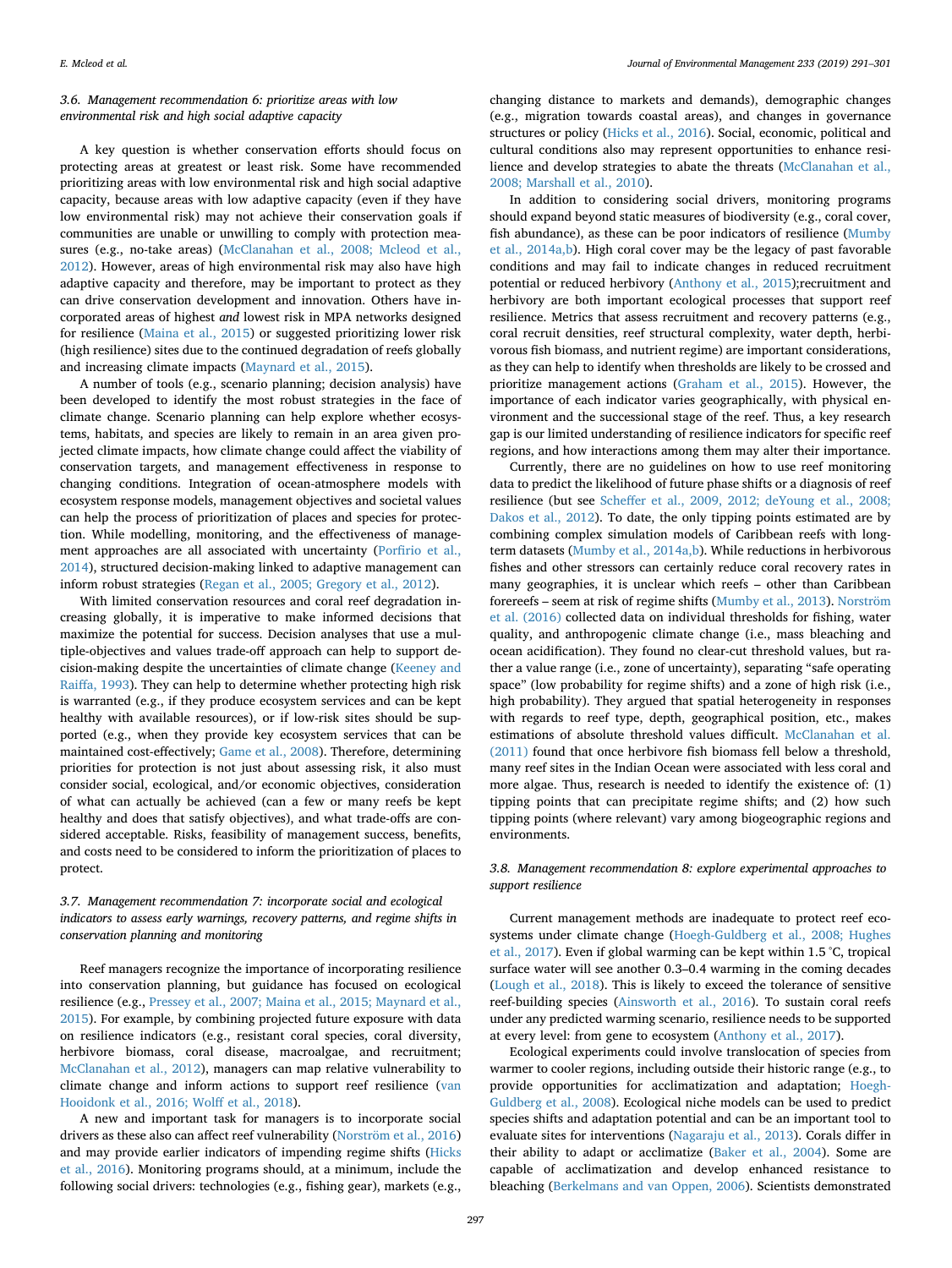### 3.6. Management recommendation 6: prioritize areas with low environmental risk and high social adaptive capacity

A key question is whether conservation efforts should focus on protecting areas at greatest or least risk. Some have recommended prioritizing areas with low environmental risk and high social adaptive capacity, because areas with low adaptive capacity (even if they have low environmental risk) may not achieve their conservation goals if communities are unable or unwilling to comply with protection measures (e.g., no-take areas) (McClanahan et al., 2008; Mcleod et al., 2012). However, areas of high environmental risk may also have high adaptive capacity and therefore, may be important to protect as they can drive conservation development and innovation. Others have incorporated areas of highest *and* lowest risk in MPA networks designed for resilience (Maina et al., 2015) or suggested prioritizing lower risk (high resilience) sites due to the continued degradation of reefs globally and increasing climate impacts (Maynard et al., 2015).

A number of tools (e.g., scenario planning; decision analysis) have been developed to identify the most robust strategies in the face of climate change. Scenario planning can help explore whether ecosystems, habitats, and species are likely to remain in an area given projected climate impacts, how climate change could affect the viability of conservation targets, and management effectiveness in response to changing conditions. Integration of ocean-atmosphere models with ecosystem response models, management objectives and societal values can help the process of prioritization of places and species for protection. While modelling, monitoring, and the effectiveness of management approaches are all associated with uncertainty (Porfirio et al., 2014), structured decision-making linked to adaptive management can inform robust strategies (Regan et al., 2005; Gregory et al., 2012).

With limited conservation resources and coral reef degradation increasing globally, it is imperative to make informed decisions that maximize the potential for success. Decision analyses that use a multiple-objectives and values trade-off approach can help to support decision-making despite the uncertainties of climate change (Keeney and Raiffa, 1993). They can help to determine whether protecting high risk is warranted (e.g., if they produce ecosystem services and can be kept healthy with available resources), or if low-risk sites should be supported (e.g., when they provide key ecosystem services that can be maintained cost-effectively; Game et al., 2008). Therefore, determining priorities for protection is not just about assessing risk, it also must consider social, ecological, and/or economic objectives, consideration of what can actually be achieved (can a few or many reefs be kept healthy and does that satisfy objectives), and what trade-offs are considered acceptable. Risks, feasibility of management success, benefits, and costs need to be considered to inform the prioritization of places to protect.

### 3.7. Management recommendation 7: incorporate social and ecological indicators to assess early warnings, recovery patterns, and regime shifts in conservation planning and monitoring

Reef managers recognize the importance of incorporating resilience into conservation planning, but guidance has focused on ecological resilience (e.g., Pressey et al., 2007; Maina et al., 2015; Maynard et al., 2015). For example, by combining projected future exposure with data on resilience indicators (e.g., resistant coral species, coral diversity, herbivore biomass, coral disease, macroalgae, and recruitment; McClanahan et al., 2012), managers can map relative vulnerability to climate change and inform actions to support reef resilience (van Hooidonk et al., 2016; Wolff et al., 2018).

A new and important task for managers is to incorporate social drivers as these also can affect reef vulnerability (Norström et al., 2016) and may provide earlier indicators of impending regime shifts (Hicks et al., 2016). Monitoring programs should, at a minimum, include the following social drivers: technologies (e.g., fishing gear), markets (e.g., changing distance to markets and demands), demographic changes (e.g., migration towards coastal areas), and changes in governance structures or policy (Hicks et al., 2016). Social, economic, political and cultural conditions also may represent opportunities to enhance resilience and develop strategies to abate the threats (McClanahan et al., 2008; Marshall et al., 2010).

In addition to considering social drivers, monitoring programs should expand beyond static measures of biodiversity (e.g., coral cover, fish abundance), as these can be poor indicators of resilience (Mumby et al., 2014a,b). High coral cover may be the legacy of past favorable conditions and may fail to indicate changes in reduced recruitment potential or reduced herbivory (Anthony et al., 2015);recruitment and herbivory are both important ecological processes that support reef resilience. Metrics that assess recruitment and recovery patterns (e.g., coral recruit densities, reef structural complexity, water depth, herbivorous fish biomass, and nutrient regime) are important considerations, as they can help to identify when thresholds are likely to be crossed and prioritize management actions (Graham et al., 2015). However, the importance of each indicator varies geographically, with physical environment and the successional stage of the reef. Thus, a key research gap is our limited understanding of resilience indicators for specific reef regions, and how interactions among them may alter their importance.

Currently, there are no guidelines on how to use reef monitoring data to predict the likelihood of future phase shifts or a diagnosis of reef resilience (but see Scheffer et al., 2009, 2012; deYoung et al., 2008; Dakos et al., 2012). To date, the only tipping points estimated are by combining complex simulation models of Caribbean reefs with long-term datasets (Mumby et al., 2014a,b). While reductions in herbivorous fishes and other stressors can certainly reduce coral recovery rates in many geographies, it is unclear which reefs – other than Caribbean forereefs – seem at risk of regime shifts (Mumby et al., 2013). Norström et al. (2016) collected data on individual thresholds for fishing, water quality, and anthropogenic climate change (i.e., mass bleaching and ocean acidification). They found no clear-cut threshold values, but rather a value range (i.e., zone of uncertainty), separating "safe operating space" (low probability for regime shifts) and a zone of high risk (i.e., high probability). They argued that spatial heterogeneity in responses with regards to reef type, depth, geographical position, etc., makes estimations of absolute threshold values difficult. McClanahan et al. (2011) found that once herbivore fish biomass fell below a threshold, many reef sites in the Indian Ocean were associated with less coral and more algae. Thus, research is needed to identify the existence of: (1) tipping points that can precipitate regime shifts; and (2) how such tipping points (where relevant) vary among biogeographic regions and environments.

### 3.8. Management recommendation 8: explore experimental approaches to support resilience

Current management methods are inadequate to protect reef ecosystems under climate change (Hoegh-Guldberg et al., 2008; Hughes et al., 2017). Even if global warming can be kept within 1.5 °C, tropical surface water will see another 0.3–0.4 warming in the coming decades (Lough et al., 2018). This is likely to exceed the tolerance of sensitive reef-building species (Ainsworth et al., 2016). To sustain coral reefs under any predicted warming scenario, resilience needs to be supported at every level: from gene to ecosystem (Anthony et al., 2017).

Ecological experiments could involve translocation of species from warmer to cooler regions, including outside their historic range (e.g., to provide opportunities for acclimatization and adaptation; Hoegh-Guldberg et al., 2008). Ecological niche models can be used to predict species shifts and adaptation potential and can be an important tool to evaluate sites for interventions (Nagaraju et al., 2013). Corals differ in their ability to adapt or acclimatize (Baker et al., 2004). Some are capable of acclimatization and develop enhanced resistance to bleaching (Berkelmans and van Oppen, 2006). Scientists demonstrated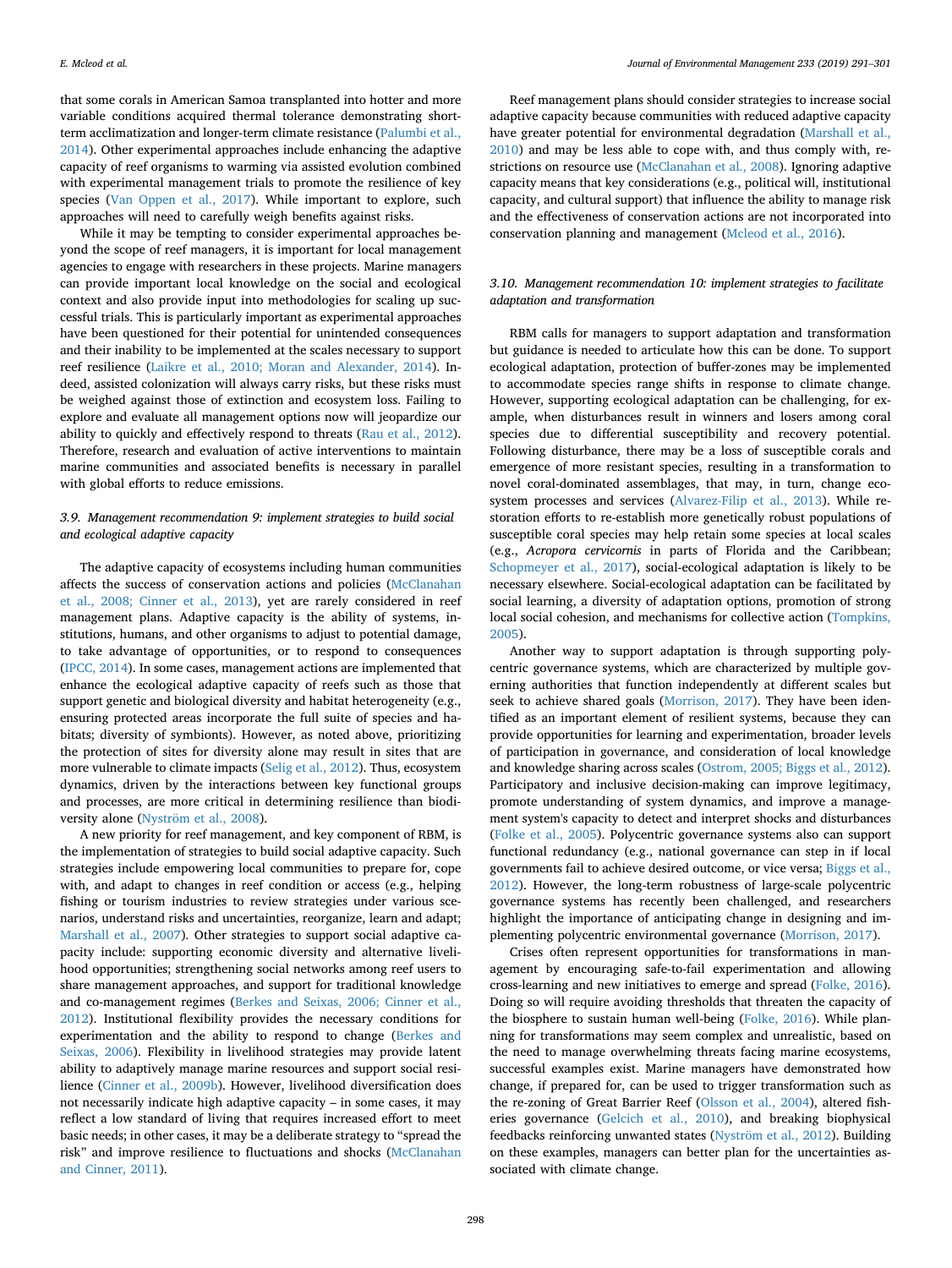that some corals in American Samoa transplanted into hotter and more variable conditions acquired thermal tolerance demonstrating short-term acclimatization and longer-term climate resistance (Palumbi et al., 2014). Other experimental approaches include enhancing the adaptive capacity of reef organisms to warming via assisted evolution combined with experimental management trials to promote the resilience of key species (Van Oppen et al., 2017). While important to explore, such approaches will need to carefully weigh benefits against risks.

While it may be tempting to consider experimental approaches beyond the scope of reef managers, it is important for local management agencies to engage with researchers in these projects. Marine managers can provide important local knowledge on the social and ecological context and also provide input into methodologies for scaling up successful trials. This is particularly important as experimental approaches have been questioned for their potential for unintended consequences and their inability to be implemented at the scales necessary to support reef resilience (Laikre et al., 2010; Moran and Alexander, 2014). Indeed, assisted colonization will always carry risks, but these risks must be weighed against those of extinction and ecosystem loss. Failing to explore and evaluate all management options now will jeopardize our ability to quickly and effectively respond to threats (Rau et al., 2012). Therefore, research and evaluation of active interventions to maintain marine communities and associated benefits is necessary in parallel with global efforts to reduce emissions.

### 3.9. Management recommendation 9: implement strategies to build social and ecological adaptive capacity

The adaptive capacity of ecosystems including human communities affects the success of conservation actions and policies (McClanahan et al., 2008; Cinner et al., 2013), yet are rarely considered in reef management plans. Adaptive capacity is the ability of systems, institutions, humans, and other organisms to adjust to potential damage, to take advantage of opportunities, or to respond to consequences (IPCC, 2014). In some cases, management actions are implemented that enhance the ecological adaptive capacity of reefs such as those that support genetic and biological diversity and habitat heterogeneity (e.g., ensuring protected areas incorporate the full suite of species and habitats; diversity of symbionts). However, as noted above, prioritizing the protection of sites for diversity alone may result in sites that are more vulnerable to climate impacts (Selig et al., 2012). Thus, ecosystem dynamics, driven by the interactions between key functional groups and processes, are more critical in determining resilience than biodiversity alone (Nyström et al., 2008).

A new priority for reef management, and key component of RBM, is the implementation of strategies to build social adaptive capacity. Such strategies include empowering local communities to prepare for, cope with, and adapt to changes in reef condition or access (e.g., helping fishing or tourism industries to review strategies under various scenarios, understand risks and uncertainties, reorganize, learn and adapt; Marshall et al., 2007). Other strategies to support social adaptive capacity include: supporting economic diversity and alternative livelihood opportunities; strengthening social networks among reef users to share management approaches, and support for traditional knowledge and co-management regimes (Berkes and Seixas, 2006; Cinner et al., 2012). Institutional flexibility provides the necessary conditions for experimentation and the ability to respond to change (Berkes and Seixas, 2006). Flexibility in livelihood strategies may provide latent ability to adaptively manage marine resources and support social resilience (Cinner et al., 2009b). However, livelihood diversification does not necessarily indicate high adaptive capacity – in some cases, it may reflect a low standard of living that requires increased effort to meet basic needs; in other cases, it may be a deliberate strategy to "spread the risk" and improve resilience to fluctuations and shocks (McClanahan and Cinner, 2011).

Reef management plans should consider strategies to increase social adaptive capacity because communities with reduced adaptive capacity have greater potential for environmental degradation (Marshall et al., 2010) and may be less able to cope with, and thus comply with, restrictions on resource use (McClanahan et al., 2008). Ignoring adaptive capacity means that key considerations (e.g., political will, institutional capacity, and cultural support) that influence the ability to manage risk and the effectiveness of conservation actions are not incorporated into conservation planning and management (Mcleod et al., 2016).

### 3.10. Management recommendation 10: implement strategies to facilitate adaptation and transformation

RBM calls for managers to support adaptation and transformation but guidance is needed to articulate how this can be done. To support ecological adaptation, protection of buffer-zones may be implemented to accommodate species range shifts in response to climate change. However, supporting ecological adaptation can be challenging, for example, when disturbances result in winners and losers among coral species due to differential susceptibility and recovery potential. Following disturbance, there may be a loss of susceptible corals and emergence of more resistant species, resulting in a transformation to novel coral-dominated assemblages, that may, in turn, change ecosystem processes and services (Alvarez-Filip et al., 2013). While restoration efforts to re-establish more genetically robust populations of susceptible coral species may help retain some species at local scales (e.g., *Acropora cervicornis* in parts of Florida and the Caribbean; Schopmeyer et al., 2017), social-ecological adaptation is likely to be necessary elsewhere. Social-ecological adaptation can be facilitated by social learning, a diversity of adaptation options, promotion of strong local social cohesion, and mechanisms for collective action (Tompkins, 2005).

Another way to support adaptation is through supporting polycentric governance systems, which are characterized by multiple governing authorities that function independently at different scales but seek to achieve shared goals (Morrison, 2017). They have been identified as an important element of resilient systems, because they can provide opportunities for learning and experimentation, broader levels of participation in governance, and consideration of local knowledge and knowledge sharing across scales (Ostrom, 2005; Biggs et al., 2012). Participatory and inclusive decision-making can improve legitimacy, promote understanding of system dynamics, and improve a management system's capacity to detect and interpret shocks and disturbances (Folke et al., 2005). Polycentric governance systems also can support functional redundancy (e.g., national governance can step in if local governments fail to achieve desired outcome, or vice versa; Biggs et al., 2012). However, the long-term robustness of large-scale polycentric governance systems has recently been challenged, and researchers highlight the importance of anticipating change in designing and implementing polycentric environmental governance (Morrison, 2017).

Crises often represent opportunities for transformations in management by encouraging safe-to-fail experimentation and allowing cross-learning and new initiatives to emerge and spread (Folke, 2016). Doing so will require avoiding thresholds that threaten the capacity of the biosphere to sustain human well-being (Folke, 2016). While planning for transformations may seem complex and unrealistic, based on the need to manage overwhelming threats facing marine ecosystems, successful examples exist. Marine managers have demonstrated how change, if prepared for, can be used to trigger transformation such as the re-zoning of Great Barrier Reef (Olsson et al., 2004), altered fisheries governance (Gelcich et al., 2010), and breaking biophysical feedbacks reinforcing unwanted states (Nyström et al., 2012). Building on these examples, managers can better plan for the uncertainties associated with climate change.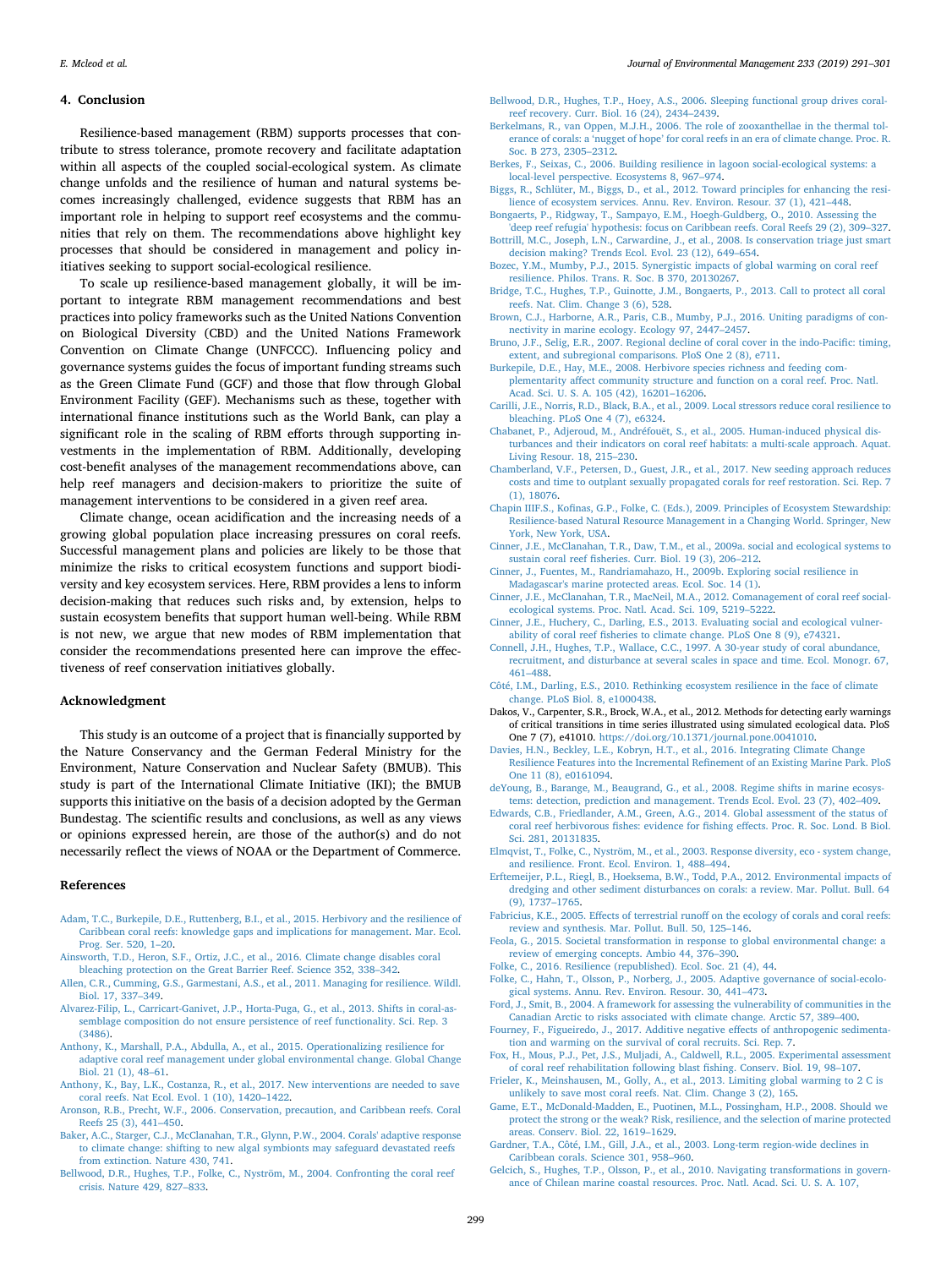## 4. Conclusion

Resilience-based management (RBM) supports processes that contribute to stress tolerance, promote recovery and facilitate adaptation within all aspects of the coupled social-ecological system. As climate change unfolds and the resilience of human and natural systems becomes increasingly challenged, evidence suggests that RBM has an important role in helping to support reef ecosystems and the communities that rely on them. The recommendations above highlight key processes that should be considered in management and policy initiatives seeking to support social-ecological resilience.

To scale up resilience-based management globally, it will be important to integrate RBM management recommendations and best practices into policy frameworks such as the United Nations Convention on Biological Diversity (CBD) and the United Nations Framework Convention on Climate Change (UNFCCC). Influencing policy and governance systems guides the focus of important funding streams such as the Green Climate Fund (GCF) and those that flow through Global Environment Facility (GEF). Mechanisms such as these, together with international finance institutions such as the World Bank, can play a significant role in the scaling of RBM efforts through supporting investments in the implementation of RBM. Additionally, developing cost-benefit analyses of the management recommendations above, can help reef managers and decision-makers to prioritize the suite of management interventions to be considered in a given reef area.

Climate change, ocean acidification and the increasing needs of a growing global population place increasing pressures on coral reefs. Successful management plans and policies are likely to be those that minimize the risks to critical ecosystem functions and support biodiversity and key ecosystem services. Here, RBM provides a lens to inform decision-making that reduces such risks and, by extension, helps to sustain ecosystem benefits that support human well-being. While RBM is not new, we argue that new modes of RBM implementation that consider the recommendations presented here can improve the effectiveness of reef conservation initiatives globally.

## Acknowledgment

This study is an outcome of a project that is financially supported by the Nature Conservancy and the German Federal Ministry for the Environment, Nature Conservation and Nuclear Safety (BMUB). This study is part of the International Climate Initiative (IKI); the BMUB supports this initiative on the basis of a decision adopted by the German Bundestag. The scientific results and conclusions, as well as any views or opinions expressed herein, are those of the author(s) and do not necessarily reflect the views of NOAA or the Department of Commerce.

## References

Adam, T.C., Burkepile, D.E., Ruttenberg, B.I., et al., 2015. Herbivory and the resilience of Caribbean coral reefs: knowledge gaps and implications for management. Mar. Ecol. Prog. Ser. 520, 1–20.

Ainsworth, T.D., Heron, S.F., Ortiz, J.C., et al., 2016. Climate change disables coral bleaching protection on the Great Barrier Reef. Science 352, 338–342.

Allen, C.R., Cumming, G.S., Garmestani, A.S., et al., 2011. Managing for resilience. Wildl. Biol. 17, 337–349.

Alvarez-Filip, L., Carricart-Ganivet, J.P., Horta-Puga, G., et al., 2013. Shifts in coral-assemblage composition do not ensure persistence of reef functionality. Sci. Rep. 3 (3486).

Anthony, K., Marshall, P.A., Abdulla, A., et al., 2015. Operationalizing resilience for adaptive coral reef management under global environmental change. Global Change Biol. 21 (1), 48–61.

Anthony, K., Bay, L.K., Costanza, R., et al., 2017. New interventions are needed to save coral reefs. Nat Ecol. Evol. 1 (10), 1420–1422.

Aronson, R.B., Precht, W.F., 2006. Conservation, precaution, and Caribbean reefs. Coral Reefs 25 (3), 441–450.

Baker, A.C., Starger, C.J., McClanahan, T.R., Glynn, P.W., 2004. Corals' adaptive response to climate change: shifting to new algal symbionts may safeguard devastated reefs from extinction. Nature 430, 741.

Bellwood, D.R., Hughes, T.P., Folke, C., Nyström, M., 2004. Confronting the coral reef crisis. Nature 429, 827–833.

Bellwood, D.R., Hughes, T.P., Hoey, A.S., 2006. Sleeping functional group drives coral-reef recovery. Curr. Biol. 16 (24), 2434–2439.

Berkelmans, R., van Oppen, M.J.H., 2006. The role of zooxanthellae in the thermal tolerance of corals: a 'nugget of hope' for coral reefs in an era of climate change. Proc. R. Soc. B 273, 2305–2312.

Berkes, F., Seixas, C., 2006. Building resilience in lagoon social-ecological systems: a local-level perspective. Ecosystems 8, 967–974.

Biggs, R., Schlüter, M., Biggs, D., et al., 2012. Toward principles for enhancing the resilience of ecosystem services. Annu. Rev. Environ. Resour. 37 (1), 421–448.

Bongaerts, P., Ridgway, T., Sampayo, E.M., Hoegh-Guldberg, O., 2010. Assessing the 'deep reef refugia' hypothesis: focus on Caribbean reefs. Coral Reefs 29 (2), 309–327.

Bottrill, M.C., Joseph, L.N., Carwardine, J., et al., 2008. Is conservation triage just smart decision making? Trends Ecol. Evol. 23 (12), 649–654.

Bozec, Y.M., Mumby, P.J., 2015. Synergistic impacts of global warming on coral reef resilience. Philos. Trans. R. Soc. B 370, 20130267.

Bridge, T.C., Hughes, T.P., Guinotte, J.M., Bongaerts, P., 2013. Call to protect all coral reefs. Nat. Clim. Change 3 (6), 528.

Brown, C.J., Harborne, A.R., Paris, C.B., Mumby, P.J., 2016. Uniting paradigms of connectivity in marine ecology. Ecology 97, 2447–2457.

Bruno, J.F., Selig, E.R., 2007. Regional decline of coral cover in the indo-Pacific: timing, extent, and subregional comparisons. PloS One 2 (8), e711.

Burkepile, D.E., Hay, M.E., 2008. Herbivore species richness and feeding complementarity affect community structure and function on a coral reef. Proc. Natl. Acad. Sci. U. S. A. 105 (42), 16201–16206.

Carilli, J.E., Norris, R.D., Black, B.A., et al., 2009. Local stressors reduce coral resilience to bleaching. PLoS One 4 (7), e6324.

Chabanet, P., Adjeroud, M., Andréfouët, S., et al., 2005. Human-induced physical disturbances and their indicators on coral reef habitats: a multi-scale approach. Aquat. Living Resour. 18, 215–230.

Chamberland, V.F., Petersen, D., Guest, J.R., et al., 2017. New seeding approach reduces costs and time to outplant sexually propagated corals for reef restoration. Sci. Rep. 7 (1), 18076.

Chapin IIIF.S., Kofinas, G.P., Folke, C. (Eds.), 2009. Principles of Ecosystem Stewardship: Resilience-based Natural Resource Management in a Changing World. Springer, New York, New York, USA.

Cinner, J.E., McClanahan, T.R., Daw, T.M., et al., 2009a. social and ecological systems to sustain coral reef fisheries. Curr. Biol. 19 (3), 206–212.

Cinner, J., Fuentes, M., Randriamahazo, H., 2009b. Exploring social resilience in Madagascar's marine protected areas. Ecol. Soc. 14 (1).

Cinner, J.E., McClanahan, T.R., MacNeil, M.A., 2012. Comanagement of coral reef social-ecological systems. Proc. Natl. Acad. Sci. 109, 5219–5222.

Cinner, J.E., Huchery, C., Darling, E.S., 2013. Evaluating social and ecological vulnerability of coral reef fisheries to climate change. PLoS One 8 (9), e74321.

Connell, J.H., Hughes, T.P., Wallace, C.C., 1997. A 30-year study of coral abundance, recruitment, and disturbance at several scales in space and time. Ecol. Monogr. 67, 461–488.

Côté, I.M., Darling, E.S., 2010. Rethinking ecosystem resilience in the face of climate change. PLoS Biol. 8, e1000438.

Dakos, V., Carpenter, S.R., Brock, W.A., et al., 2012. Methods for detecting early warnings of critical transitions in time series illustrated using simulated ecological data. PloS One 7 (7), e41010. https://doi.org/10.1371/journal.pone.0041010.

Davies, H.N., Beckley, L.E., Kobryn, H.T., et al., 2016. Integrating Climate Change Resilience Features into the Incremental Refinement of an Existing Marine Park. PloS One 11 (8), e0161094.

deYoung, B., Barange, M., Beaugrand, G., et al., 2008. Regime shifts in marine ecosystems: detection, prediction and management. Trends Ecol. Evol. 23 (7), 402–409.

Edwards, C.B., Friedlander, A.M., Green, A.G., 2014. Global assessment of the status of coral reef herbivorous fishes: evidence for fishing effects. Proc. R. Soc. Lond. B Biol. Sci. 281, 20131835.

Elmqvist, T., Folke, C., Nyström, M., et al., 2003. Response diversity, eco - system change, and resilience. Front. Ecol. Environ. 1, 488–494.

Erftemeijer, P.L., Riegl, B., Hoeksema, B.W., Todd, P.A., 2012. Environmental impacts of dredging and other sediment disturbances on corals: a review. Mar. Pollut. Bull. 64 (9), 1737–1765.

Fabricius, K.E., 2005. Effects of terrestrial runoff on the ecology of corals and coral reefs: review and synthesis. Mar. Pollut. Bull. 50, 125–146.

Feola, G., 2015. Societal transformation in response to global environmental change: a review of emerging concepts. Ambio 44, 376–390.

Folke, C., 2016. Resilience (republished). Ecol. Soc. 21 (4), 44.

Folke, C., Hahn, T., Olsson, P., Norberg, J., 2005. Adaptive governance of social-ecological systems. Annu. Rev. Environ. Resour. 30, 441–473.

Ford, J., Smit, B., 2004. A framework for assessing the vulnerability of communities in the Canadian Arctic to risks associated with climate change. Arctic 57, 389–400.

Fourney, F., Figueiredo, J., 2017. Additive negative effects of anthropogenic sedimentation and warming on the survival of coral recruits. Sci. Rep. 7.

Fox, H., Mous, P.J., Pet, J.S., Muljadi, A., Caldwell, R.L., 2005. Experimental assessment of coral reef rehabilitation following blast fishing. Conserv. Biol. 19, 98–107.

Frieler, K., Meinshausen, M., Golly, A., et al., 2013. Limiting global warming to 2 C is unlikely to save most coral reefs. Nat. Clim. Change 3 (2), 165.

Game, E.T., McDonald-Madden, E., Puotinen, M.L., Possingham, H.P., 2008. Should we protect the strong or the weak? Risk, resilience, and the selection of marine protected areas. Conserv. Biol. 22, 1619–1629.

Gardner, T.A., Côté, I.M., Gill, J.A., et al., 2003. Long-term region-wide declines in Caribbean corals. Science 301, 958–960.

Gelcich, S., Hughes, T.P., Olsson, P., et al., 2010. Navigating transformations in governance of Chilean marine coastal resources. Proc. Natl. Acad. Sci. U. S. A. 107,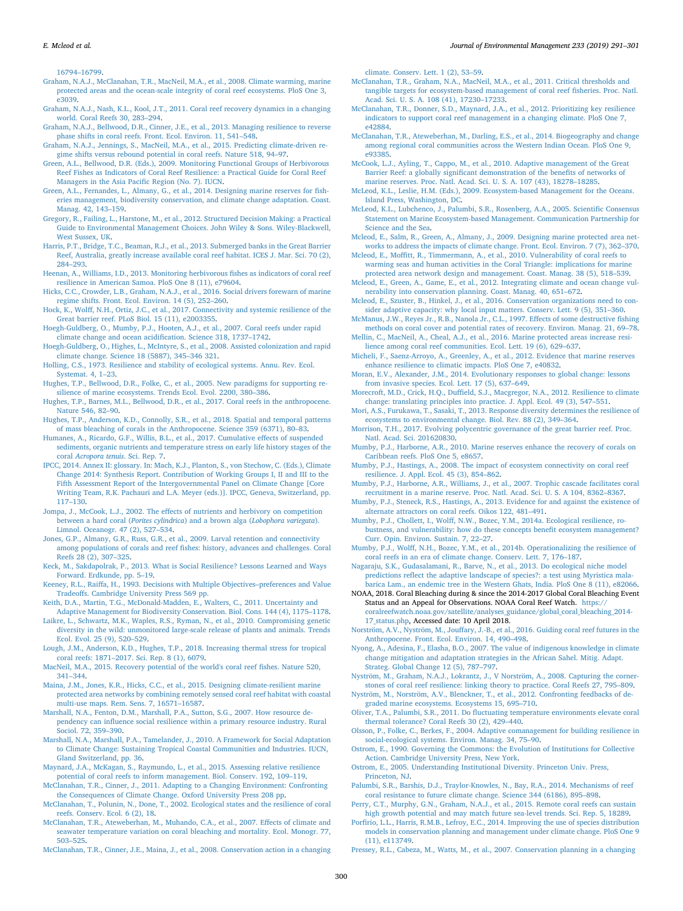16794–16799.

Graham, N.A.J., McClanahan, T.R., MacNeil, M.A., et al., 2008. Climate warming, marine protected areas and the ocean-scale integrity of coral reef ecosystems. PloS One 3, e3039.

Graham, N.A.J., Nash, K.L., Kool, J.T., 2011. Coral reef recovery dynamics in a changing world. Coral Reefs 30, 283–294.

Graham, N.A.J., Bellwood, D.R., Cinner, J.E., et al., 2013. Managing resilience to reverse phase shifts in coral reefs. Front. Ecol. Environ. 11, 541–548.

Graham, N.A.J., Jennings, S., MacNeil, M.A., et al., 2015. Predicting climate-driven regime shifts versus rebound potential in coral reefs. Nature 518, 94–97.

Green, A.L., Bellwood, D.R. (Eds.), 2009. Monitoring Functional Groups of Herbivorous Reef Fishes as Indicators of Coral Reef Resilience: a Practical Guide for Coral Reef Managers in the Asia Pacific Region (No. 7). IUCN.

Green, A.L., Fernandes, L., Almany, G., et al., 2014. Designing marine reserves for fisheries management, biodiversity conservation, and climate change adaptation. Coast. Manag. 42, 143–159.

Gregory, R., Failing, L., Harstone, M., et al., 2012. Structured Decision Making: a Practical Guide to Environmental Management Choices. John Wiley & Sons. Wiley-Blackwell, West Sussex, UK.

Harris, P.T., Bridge, T.C., Beaman, R.J., et al., 2013. Submerged banks in the Great Barrier Reef, Australia, greatly increase available coral reef habitat. ICES J. Mar. Sci. 70 (2), 284–293.

Heenan, A., Williams, I.D., 2013. Monitoring herbivorous fishes as indicators of coral reef resilience in American Samoa. PloS One 8 (11), e79604.

Hicks, C.C., Crowder, L.B., Graham, N.A.J., et al., 2016. Social drivers forewarn of marine regime shifts. Front. Ecol. Environ. 14 (5), 252–260.

Hock, K., Wolff, N.H., Ortiz, J.C., et al., 2017. Connectivity and systemic resilience of the Great barrier reef. PLoS Biol. 15 (11), e2003355.

Hoegh-Guldberg, O., Mumby, P.J., Hooten, A.J., et al., 2007. Coral reefs under rapid climate change and ocean acidification. Science 318, 1737–1742.

Hoegh-Guldberg, O., Highes, L., McIntyre, S., et al., 2008. Assisted colonization and rapid climate change. Science 18 (5887), 345–346 321.

Holling, C.S., 1973. Resilience and stability of ecological systems. Annu. Rev. Ecol. Systemat. 4, 1–23.

Hughes, T.P., Bellwood, D.R., Folke, C., et al., 2005. New paradigms for supporting resilience of marine ecosystems. Trends Ecol. Evol. 2200, 380–386.

Hughes, T.P., Barnes, M.L., Bellwood, D.R., et al., 2017. Coral reefs in the anthropocene. Nature 546, 82–90.

Hughes, T.P., Anderson, K.D., Connolly, S.R., et al., 2018. Spatial and temporal patterns of mass bleaching of corals in the Anthropocene. Science 359 (6371), 80–83.

Humanes, A., Ricardo, G.F., Willis, B.L., et al., 2017. Cumulative effects of suspended sediments, organic nutrients and temperature stress on early life history stages of the coral *Acropora tenuis*. Sci. Rep. 7.

IPCC, 2014. Annex II: glossary. In: Mach, K.J., Planton, S., von Stechow, C. (Eds.), Climate Change 2014: Synthesis Report. Contribution of Working Groups I, II and III to the Fifth Assessment Report of the Intergovernmental Panel on Climate Change [Core Writing Team, R.K. Pachauri and L.A. Meyer (eds.)]. IPCC, Geneva, Switzerland, pp. 117–130.

Jompa, J., McCook, L.J., 2002. The effects of nutrients and herbivory on competition between a hard coral (*Porites cylindrica*) and a brown alga (*Lobophora variegata*). Limnol. Oceanogr. 47 (2), 527–534.

Jones, G.P., Almany, G.R., Russ, G.R., et al., 2009. Larval retention and connectivity among populations of corals and reef fishes: history, advances and challenges. Coral Reefs 28 (2), 307–325.

Keck, M., Sakdapolrak, P., 2013. What is Social Resilience? Lessons Learned and Ways Forward. Erdkunde, pp. 5–19.

Keeney, R.L., Raiffa, H., 1993. Decisions with Multiple Objectives–preferences and Value Tradeoffs. Cambridge University Press 569 pp.

Keith, D.A., Martin, T.G., McDonald-Madden, E., Walters, C., 2011. Uncertainty and Adaptive Management for Biodiversity Conservation. Biol. Cons. 144 (4), 1175–1178.

Laikre, L., Schwartz, M.K., Waples, R.S., Ryman, N., et al., 2010. Compromising genetic diversity in the wild: unmonitored large-scale release of plants and animals. Trends Ecol. Evol. 25 (9), 520–529.

Lough, J.M., Anderson, K.D., Hughes, T.P., 2018. Increasing thermal stress for tropical coral reefs: 1871–2017. Sci. Rep. 8 (1), 6079.

MacNeil, M.A., 2015. Recovery potential of the world's coral reef fishes. Nature 520, 341–344.

Maina, J.M., Jones, K.R., Hicks, C.C., et al., 2015. Designing climate-resilient marine protected area networks by combining remotely sensed coral reef habitat with coastal multi-use maps. Rem. Sens. 7, 16571–16587.

Marshall, N.A., Fenton, D.M., Marshall, P.A., Sutton, S.G., 2007. How resource dependency can influence social resilience within a primary resource industry. Rural Sociol. 72, 359–390.

Marshall, N.A., Marshall, P.A., Tamelander, J., 2010. A Framework for Social Adaptation to Climate Change: Sustaining Tropical Coastal Communities and Industries. IUCN, Gland Switzerland, pp. 36.

Maynard, J.A., McKagan, S., Raymundo, L., et al., 2015. Assessing relative resilience potential of coral reefs to inform management. Biol. Conserv. 192, 109–119.

McClanahan, T.R., Cinner, J., 2011. Adapting to a Changing Environment: Confronting the Consequences of Climate Change. Oxford University Press 208 pp.

McClanahan, T., Polunin, N., Done, T., 2002. Ecological states and the resilience of coral reefs. Conserv. Ecol. 6 (2), 18.

McClanahan, T.R., Ateweberhan, M., Muhando, C.A., et al., 2007. Effects of climate and seawater temperature variation on coral bleaching and mortality. Ecol. Monogr. 77, 503–525.

McClanahan, T.R., Cinner, J.E., Maina, J., et al., 2008. Conservation action in a changing climate. Conserv. Lett. 1 (2), 53–59.

McClanahan, T.R., Graham, N.A., MacNeil, M.A., et al., 2011. Critical thresholds and tangible targets for ecosystem-based management of coral reef fisheries. Proc. Natl. Acad. Sci. U. S. A. 108 (41), 17230–17233.

McClanahan, T.R., Donner, S.D., Maynard, J.A., et al., 2012. Prioritizing key resilience indicators to support coral reef management in a changing climate. PloS One 7, e42884.

McClanahan, T.R., Ateweberhan, M., Darling, E.S., et al., 2014. Biogeography and change among regional coral communities across the Western Indian Ocean. PloS One 9, e93385.

McCook, L.J., Ayling, T., Cappo, M., et al., 2010. Adaptive management of the Great Barrier Reef: a globally significant demonstration of the benefits of networks of marine reserves. Proc. Natl. Acad. Sci. U. S. A. 107 (43), 18278–18285.

McLeod, K.L., Leslie, H.M. (Eds.), 2009. Ecosystem-based Management for the Oceans. Island Press, Washington, DC.

McLeod, K.L., Lubchenco, J., Palumbi, S.R., Rosenberg, A.A., 2005. Scientific Consensus Statement on Marine Ecosystem-based Management. Communication Partnership for Science and the Sea.

Mcleod, E., Salm, R., Green, A., Almany, J., 2009. Designing marine protected area networks to address the impacts of climate change. Front. Ecol. Environ. 7 (7), 362–370.

Mcleod, E., Moffitt, R., Timmermann, A., et al., 2010. Vulnerability of coral reefs to warming seas and human activities in the Coral Triangle: implications for marine protected area network design and management. Coast. Manag. 38 (5), 518–539.

Mcleod, E., Green, A., Game, E., et al., 2012. Integrating climate and ocean change vulnerability into conservation planning. Coast. Manag. 40, 651–672.

Mcleod, E., Szuster, B., Hinkel, J., et al., 2016. Conservation organizations need to consider adaptive capacity: why local input matters. Conserv. Lett. 9 (5), 351–360.

McManus, J.W., Reyes Jr., R.B., Nanola Jr., C.L., 1997. Effects of some destructive fishing methods on coral cover and potential rates of recovery. Environ. Manag. 21, 69–78.

Mellin, C., MacNeil, A., Cheal, A.J., et al., 2016. Marine protected areas increase resilience among coral reef communities. Ecol. Lett. 19 (6), 629–637.

Micheli, F., Saenz-Arroyo, A., Greenley, A., et al., 2012. Evidence that marine reserves enhance resilience to climatic impacts. PloS One 7, e40832.

Moran, E.V., Alexander, J.M., 2014. Evolutionary responses to global change: lessons from invasive species. Ecol. Lett. 17 (5), 637–649.

Morecroft, M.D., Crick, H.Q., Duffield, S.J., Macgregor, N.A., 2012. Resilience to climate change: translating principles into practice. J. Appl. Ecol. 49 (3), 547–551.

Mori, A.S., Furukawa, T., Sasaki, T., 2013. Response diversity determines the resilience of ecosystems to environmental change. Biol. Rev. 88 (2), 349–364.

Morrison, T.H., 2017. Evolving polycentric governance of the great barrier reef. Proc. Natl. Acad. Sci. 201620830.

Mumby, P.J., Harborne, A.R., 2010. Marine reserves enhance the recovery of corals on Caribbean reefs. PloS One 5, e8657.

Mumby, P.J., Hastings, A., 2008. The impact of ecosystem connectivity on coral reef resilience. J. Appl. Ecol. 45 (3), 854–862.

Mumby, P.J., Harborne, A.R., Williams, J., et al., 2007. Trophic cascade facilitates coral recruitment in a marine reserve. Proc. Natl. Acad. Sci. U. S. A 104, 8362–8367.

Mumby, P.J., Steneck, R.S., Hastings, A., 2013. Evidence for and against the existence of alternate attractors on coral reefs. Oikos 122, 481–491.

Mumby, P.J., Chollett, I., Wolff, N.W., Bozec, Y.M., 2014a. Ecological resilience, robustness, and vulnerability: how do these concepts benefit ecosystem management? Curr. Opin. Environ. Sustain. 7, 22–27.

Mumby, P.J., Wolff, N.H., Bozec, Y.M., et al., 2014b. Operationalizing the resilience of coral reefs in an era of climate change. Conserv. Lett. 7, 176–187.

Nagaraju, S.K., Gudasalamani, R., Barve, N., et al., 2013. Do ecological niche model predictions reflect the adaptive landscape of species?: a test using Myristica malabarica Lam., an endemic tree in the Western Ghats, India. PloS One 8 (11), e82066.

NOAA, 2018. Coral Bleaching during & since the 2014-2017 Global Coral Bleaching Event Status and an Appeal for Observations. NOAA Coral Reef Watch. https://coralreefwatch.noaa.gov/satellite/analyses_guidance/global_coral_bleaching_2014-17_status.php, Accessed date: 10 April 2018.

Norström, A.V., Nyström, M., Jouffray, J.-B., et al., 2016. Guiding coral reef futures in the Anthropocene. Front. Ecol. Environ. 14, 490–498.

Nyong, A., Adesina, F., Elasha, B.O., 2007. The value of indigenous knowledge in climate change mitigation and adaptation strategies in the African Sahel. Mitig. Adapt. Strateg. Global Change 12 (5), 787–797.

Nyström, M., Graham, N.A.J., Lokrantz, J., V Norström, A., 2008. Capturing the cornerstones of coral reef resilience: linking theory to practice. Coral Reefs 27, 795–809.

Nyström, M., Norström, A.V., Blenckner, T., et al., 2012. Confronting feedbacks of degraded marine ecosystems. Ecosystems 15, 695–710.

Oliver, T.A., Palumbi, S.R., 2011. Do fluctuating temperature environments elevate coral thermal tolerance? Coral Reefs 30 (2), 429–440.

Olsson, P., Folke, C., Berkes, F., 2004. Adaptive comanagement for building resilience in social-ecological systems. Environ. Manag. 34, 75–90.

Ostrom, E., 1990. Governing the Commons: the Evolution of Institutions for Collective Action. Cambridge University Press, New York.

Ostrom, E., 2005. Understanding Institutional Diversity. Princeton Univ. Press, Princeton, NJ.

Palumbi, S.R., Barshis, D.J., Traylor-Knowles, N., Bay, R.A., 2014. Mechanisms of reef coral resistance to future climate change. Science 344 (6186), 895–898.

Perry, C.T., Murphy, G.N., Graham, N.A.J., et al., 2015. Remote coral reefs can sustain high growth potential and may match future sea-level trends. Sci. Rep. 5, 18289.

Porfirio, L.L., Harris, R.M.B., Lefroy, E.C., 2014. Improving the use of species distribution models in conservation planning and management under climate change. PloS One 9 (11), e113749.

Pressey, R.L., Cabeza, M., Watts, M., et al., 2007. Conservation planning in a changing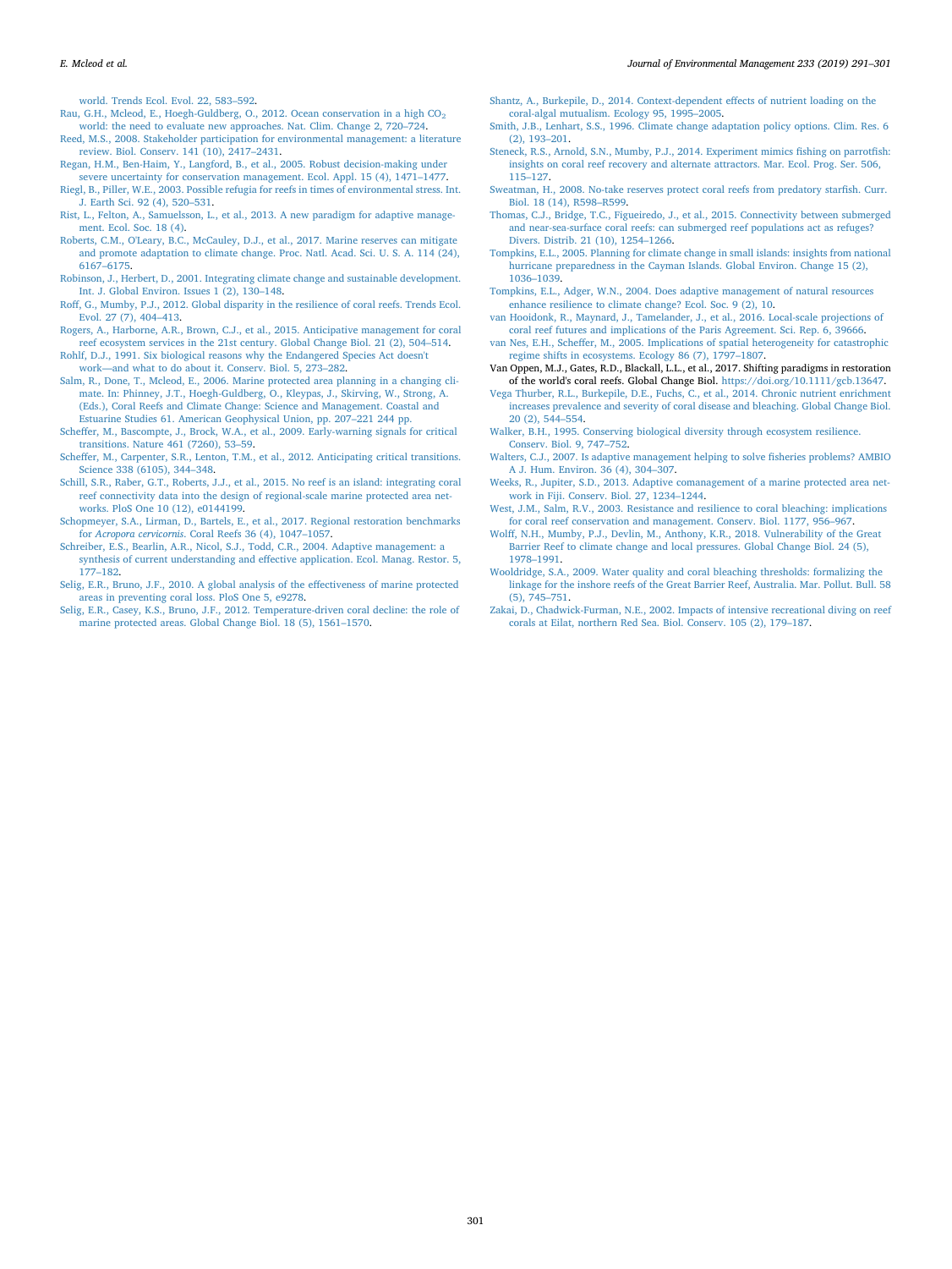world. Trends Ecol. Evol. 22, 583–592.

Rau, G.H., Mcleod, E., Hoegh-Guldberg, O., 2012. Ocean conservation in a high $CO_2$ world: the need to evaluate new approaches. Nat. Clim. Change 2, 720–724.

Reed, M.S., 2008. Stakeholder participation for environmental management: a literature review. Biol. Conserv. 141 (10), 2417–2431.

Regan, H.M., Ben-Haim, Y., Langford, B., et al., 2005. Robust decision-making under severe uncertainty for conservation management. Ecol. Appl. 15 (4), 1471–1477.

Riegl, B., Piller, W.E., 2003. Possible refugia for reefs in times of environmental stress. Int. J. Earth Sci. 92 (4), 520–531.

Rist, L., Felton, A., Samuelsson, L., et al., 2013. A new paradigm for adaptive management. Ecol. Soc. 18 (4).

Roberts, C.M., O'Leary, B.C., McCauley, D.J., et al., 2017. Marine reserves can mitigate and promote adaptation to climate change. Proc. Natl. Acad. Sci. U. S. A. 114 (24), 6167–6175.

Robinson, J., Herbert, D., 2001. Integrating climate change and sustainable development. Int. J. Global Environ. Issues 1 (2), 130–148.

Roff, G., Mumby, P.J., 2012. Global disparity in the resilience of coral reefs. Trends Ecol. Evol. 27 (7), 404–413.

Rogers, A., Harborne, A.R., Brown, C.J., et al., 2015. Anticipative management for coral reef ecosystem services in the 21st century. Global Change Biol. 21 (2), 504–514.

Rohlf, D.J., 1991. Six biological reasons why the Endangered Species Act doesn't work—and what to do about it. Conserv. Biol. 5, 273–282.

Salm, R., Done, T., Mcleod, E., 2006. Marine protected area planning in a changing climate. In: Phinney, J.T., Hoegh-Guldberg, O., Kleypas, J., Skirving, W., Strong, A. (Eds.), Coral Reefs and Climate Change: Science and Management. Coastal and Estuarine Studies 61. American Geophysical Union, pp. 207–221 244 pp.

Scheffer, M., Bascompte, J., Brock, W.A., et al., 2009. Early-warning signals for critical transitions. Nature 461 (7260), 53–59.

Scheffer, M., Carpenter, S.R., Lenton, T.M., et al., 2012. Anticipating critical transitions. Science 338 (6105), 344–348.

Schill, S.R., Raber, G.T., Roberts, J.J., et al., 2015. No reef is an island: integrating coral reef connectivity data into the design of regional-scale marine protected area networks. PloS One 10 (12), e0144199.

Schopmeyer, S.A., Lirman, D., Bartels, E., et al., 2017. Regional restoration benchmarks for *Acropora cervicornis*. Coral Reefs 36 (4), 1047–1057.

Schreiber, E.S., Bearlin, A.R., Nicol, S.J., Todd, C.R., 2004. Adaptive management: a synthesis of current understanding and effective application. Ecol. Manag. Restor. 5, 177–182.

Selig, E.R., Bruno, J.F., 2010. A global analysis of the effectiveness of marine protected areas in preventing coral loss. PloS One 5, e9278.

Selig, E.R., Casey, K.S., Bruno, J.F., 2012. Temperature-driven coral decline: the role of marine protected areas. Global Change Biol. 18 (5), 1561–1570.

Shantz, A., Burkepile, D., 2014. Context-dependent effects of nutrient loading on the coral-algal mutualism. Ecology 95, 1995–2005.

Smith, J.B., Lenhart, S.S., 1996. Climate change adaptation policy options. Clim. Res. 6 (2), 193–201.

Steneck, R.S., Arnold, S.N., Mumby, P.J., 2014. Experiment mimics fishing on parrotfish: insights on coral reef recovery and alternate attractors. Mar. Ecol. Prog. Ser. 506, 115–127.

Sweatman, H., 2008. No-take reserves protect coral reefs from predatory starfish. Curr. Biol. 18 (14), R598–R599.

Thomas, C.J., Bridge, T.C., Figueiredo, J., et al., 2015. Connectivity between submerged and near-sea-surface coral reefs: can submerged reef populations act as refuges? Divers. Distrib. 21 (10), 1254–1266.

Tompkins, E.L., 2005. Planning for climate change in small islands: insights from national hurricane preparedness in the Cayman Islands. Global Environ. Change 15 (2), 1036–1039.

Tompkins, E.L., Adger, W.N., 2004. Does adaptive management of natural resources enhance resilience to climate change? Ecol. Soc. 9 (2), 10.

van Hooidonk, R., Maynard, J., Tamelander, J., et al., 2016. Local-scale projections of coral reef futures and implications of the Paris Agreement. Sci. Rep. 6, 39666.

van Nes, E.H., Scheffer, M., 2005. Implications of spatial heterogeneity for catastrophic regime shifts in ecosystems. Ecology 86 (7), 1797–1807.

Van Oppen, M.J., Gates, R.D., Blackall, L.L., et al., 2017. Shifting paradigms in restoration of the world's coral reefs. Global Change Biol. https://doi.org/10.1111/gcb.13647.

Vega Thurber, R.L., Burkepile, D.E., Fuchs, C., et al., 2014. Chronic nutrient enrichment increases prevalence and severity of coral disease and bleaching. Global Change Biol. 20 (2), 544–554.

Walker, B.H., 1995. Conserving biological diversity through ecosystem resilience. Conserv. Biol. 9, 747–752.

Walters, C.J., 2007. Is adaptive management helping to solve fisheries problems? AMBIO A J. Hum. Environ. 36 (4), 304–307.

Weeks, R., Jupiter, S.D., 2013. Adaptive comanagement of a marine protected area network in Fiji. Conserv. Biol. 27, 1234–1244.

West, J.M., Salm, R.V., 2003. Resistance and resilience to coral bleaching: implications for coral reef conservation and management. Conserv. Biol. 1177, 956–967.

Wolff, N.H., Mumby, P.J., Devlin, M., Anthony, K.R., 2018. Vulnerability of the Great Barrier Reef to climate change and local pressures. Global Change Biol. 24 (5), 1978–1991.

Wooldridge, S.A., 2009. Water quality and coral bleaching thresholds: formalizing the linkage for the inshore reefs of the Great Barrier Reef, Australia. Mar. Pollut. Bull. 58 (5), 745–751.

Zakai, D., Chadwick-Furman, N.E., 2002. Impacts of intensive recreational diving on reef corals at Eilat, northern Red Sea. Biol. Conserv. 105 (2), 179–187.